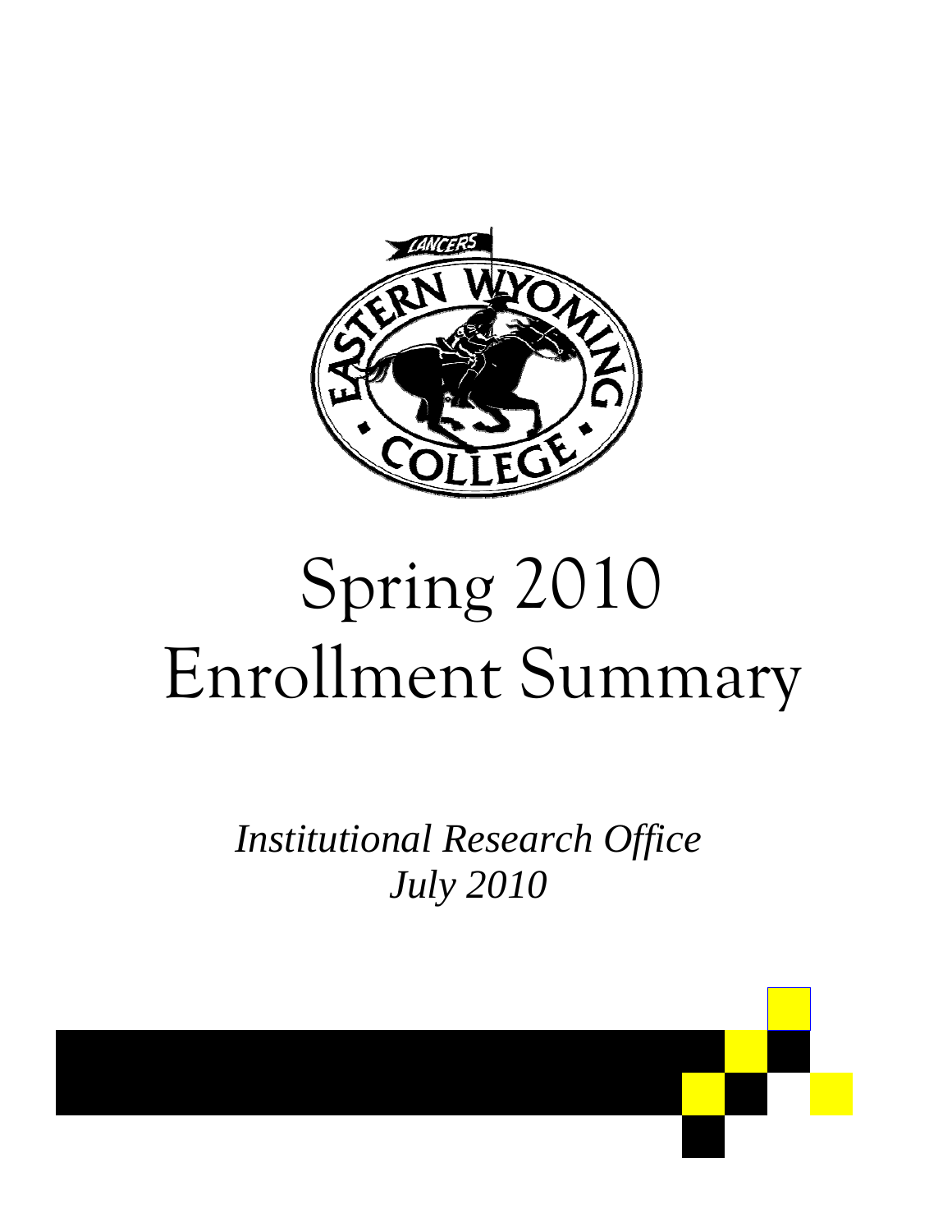# Spring 2010 Enrollment Summary

*Institutional Research Office*
*July 2010*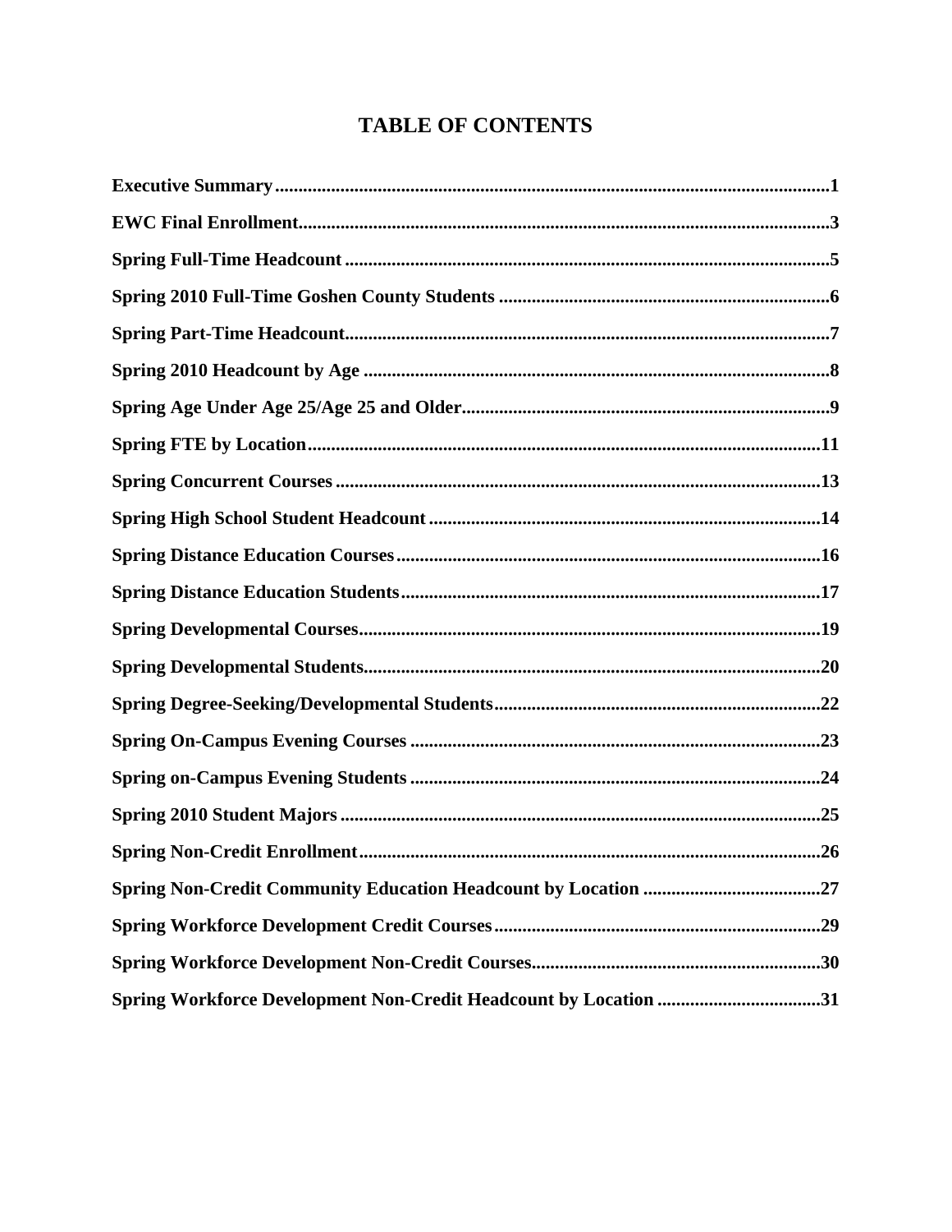# TABLE OF CONTENTS

**Executive Summary** ....................................................................................................... **1**

**EWC Final Enrollment** ................................................................................................. **3**

**Spring Full-Time Headcount** ....................................................................................... **5**

**Spring 2010 Full-Time Goshen County Students** ...................................................... **6**

**Spring Part-Time Headcount** ....................................................................................... **7**

**Spring 2010 Headcount by Age** ................................................................................... **8**

**Spring Age Under Age 25/Age 25 and Older** .............................................................. **9**

**Spring FTE by Location** ............................................................................................. **11**

**Spring Concurrent Courses** ....................................................................................... **13**

**Spring High School Student Headcount** ................................................................... **14**

**Spring Distance Education Courses** .......................................................................... **16**

**Spring Distance Education Students** ......................................................................... **17**

**Spring Developmental Courses** .................................................................................. **19**

**Spring Developmental Students** ................................................................................. **20**

**Spring Degree-Seeking/Developmental Students** ..................................................... **22**

**Spring On-Campus Evening Courses** ........................................................................ **23**

**Spring on-Campus Evening Students** ....................................................................... **24**

**Spring 2010 Student Majors** ...................................................................................... **25**

**Spring Non-Credit Enrollment** .................................................................................. **26**

**Spring Non-Credit Community Education Headcount by Location** ...................... **27**

**Spring Workforce Development Credit Courses** ...................................................... **29**

**Spring Workforce Development Non-Credit Courses** ............................................. **30**

**Spring Workforce Development Non-Credit Headcount by Location** ................... **31**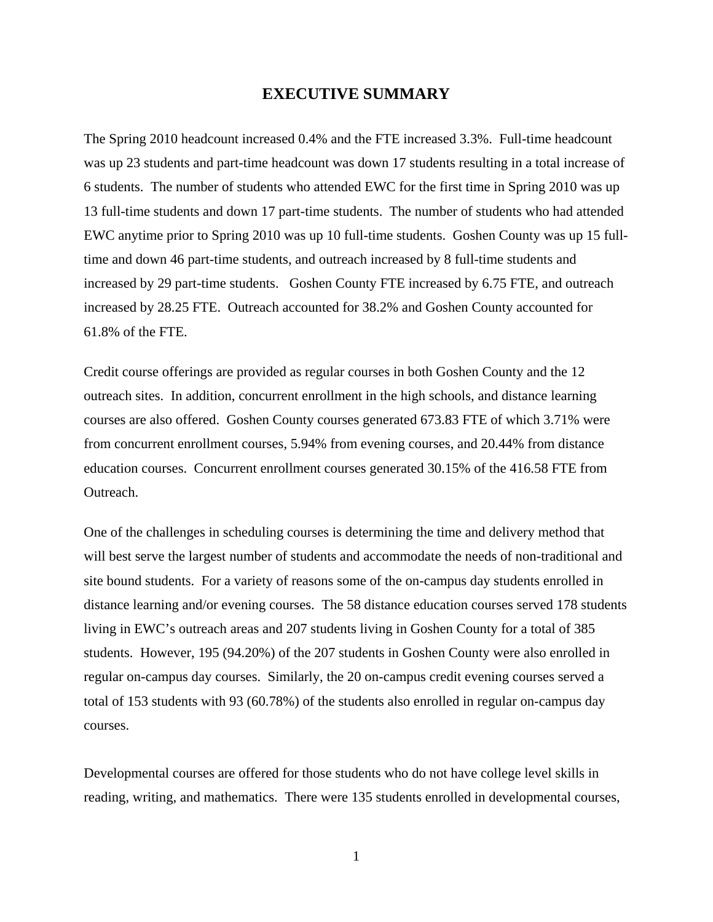# EXECUTIVE SUMMARY

The Spring 2010 headcount increased 0.4% and the FTE increased 3.3%. Full-time headcount was up 23 students and part-time headcount was down 17 students resulting in a total increase of 6 students. The number of students who attended EWC for the first time in Spring 2010 was up 13 full-time students and down 17 part-time students. The number of students who had attended EWC anytime prior to Spring 2010 was up 10 full-time students. Goshen County was up 15 full-time and down 46 part-time students, and outreach increased by 8 full-time students and increased by 29 part-time students. Goshen County FTE increased by 6.75 FTE, and outreach increased by 28.25 FTE. Outreach accounted for 38.2% and Goshen County accounted for 61.8% of the FTE.

Credit course offerings are provided as regular courses in both Goshen County and the 12 outreach sites. In addition, concurrent enrollment in the high schools, and distance learning courses are also offered. Goshen County courses generated 673.83 FTE of which 3.71% were from concurrent enrollment courses, 5.94% from evening courses, and 20.44% from distance education courses. Concurrent enrollment courses generated 30.15% of the 416.58 FTE from Outreach.

One of the challenges in scheduling courses is determining the time and delivery method that will best serve the largest number of students and accommodate the needs of non-traditional and site bound students. For a variety of reasons some of the on-campus day students enrolled in distance learning and/or evening courses. The 58 distance education courses served 178 students living in EWC's outreach areas and 207 students living in Goshen County for a total of 385 students. However, 195 (94.20%) of the 207 students in Goshen County were also enrolled in regular on-campus day courses. Similarly, the 20 on-campus credit evening courses served a total of 153 students with 93 (60.78%) of the students also enrolled in regular on-campus day courses.

Developmental courses are offered for those students who do not have college level skills in reading, writing, and mathematics. There were 135 students enrolled in developmental courses,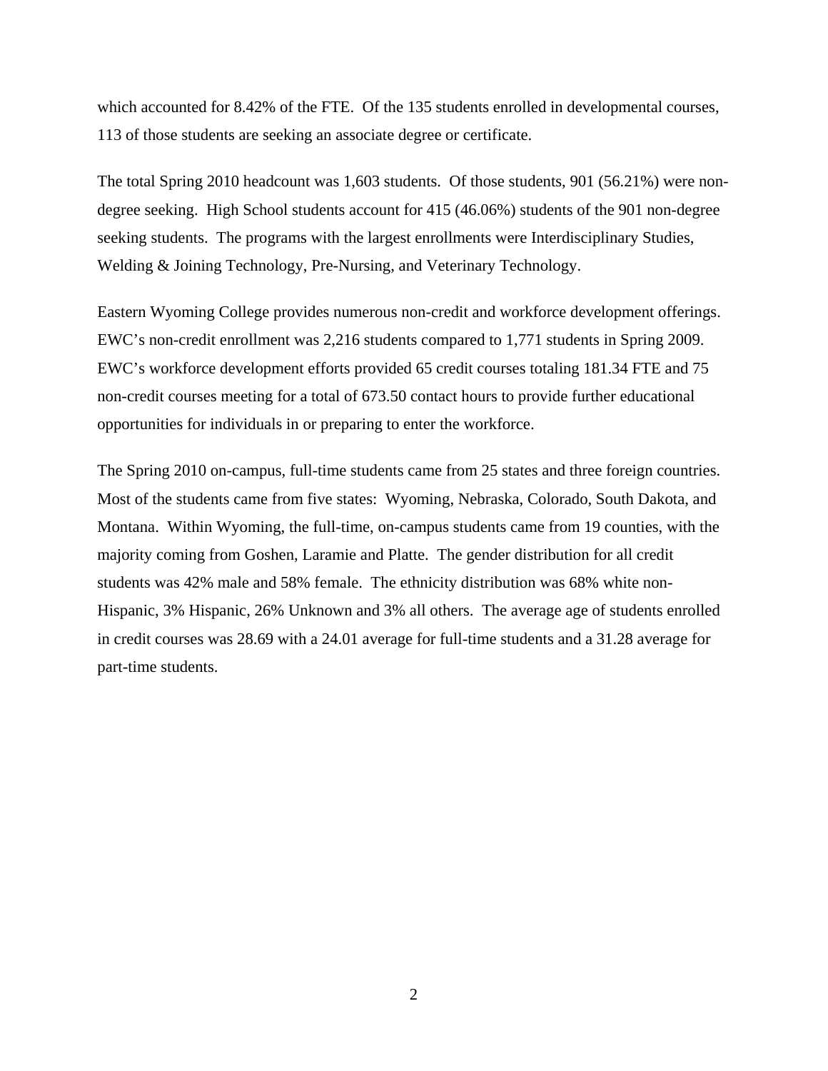which accounted for 8.42% of the FTE. Of the 135 students enrolled in developmental courses, 113 of those students are seeking an associate degree or certificate.

The total Spring 2010 headcount was 1,603 students. Of those students, 901 (56.21%) were non-degree seeking. High School students account for 415 (46.06%) students of the 901 non-degree seeking students. The programs with the largest enrollments were Interdisciplinary Studies, Welding & Joining Technology, Pre-Nursing, and Veterinary Technology.

Eastern Wyoming College provides numerous non-credit and workforce development offerings. EWC's non-credit enrollment was 2,216 students compared to 1,771 students in Spring 2009. EWC's workforce development efforts provided 65 credit courses totaling 181.34 FTE and 75 non-credit courses meeting for a total of 673.50 contact hours to provide further educational opportunities for individuals in or preparing to enter the workforce.

The Spring 2010 on-campus, full-time students came from 25 states and three foreign countries. Most of the students came from five states: Wyoming, Nebraska, Colorado, South Dakota, and Montana. Within Wyoming, the full-time, on-campus students came from 19 counties, with the majority coming from Goshen, Laramie and Platte. The gender distribution for all credit students was 42% male and 58% female. The ethnicity distribution was 68% white non-Hispanic, 3% Hispanic, 26% Unknown and 3% all others. The average age of students enrolled in credit courses was 28.69 with a 24.01 average for full-time students and a 31.28 average for part-time students.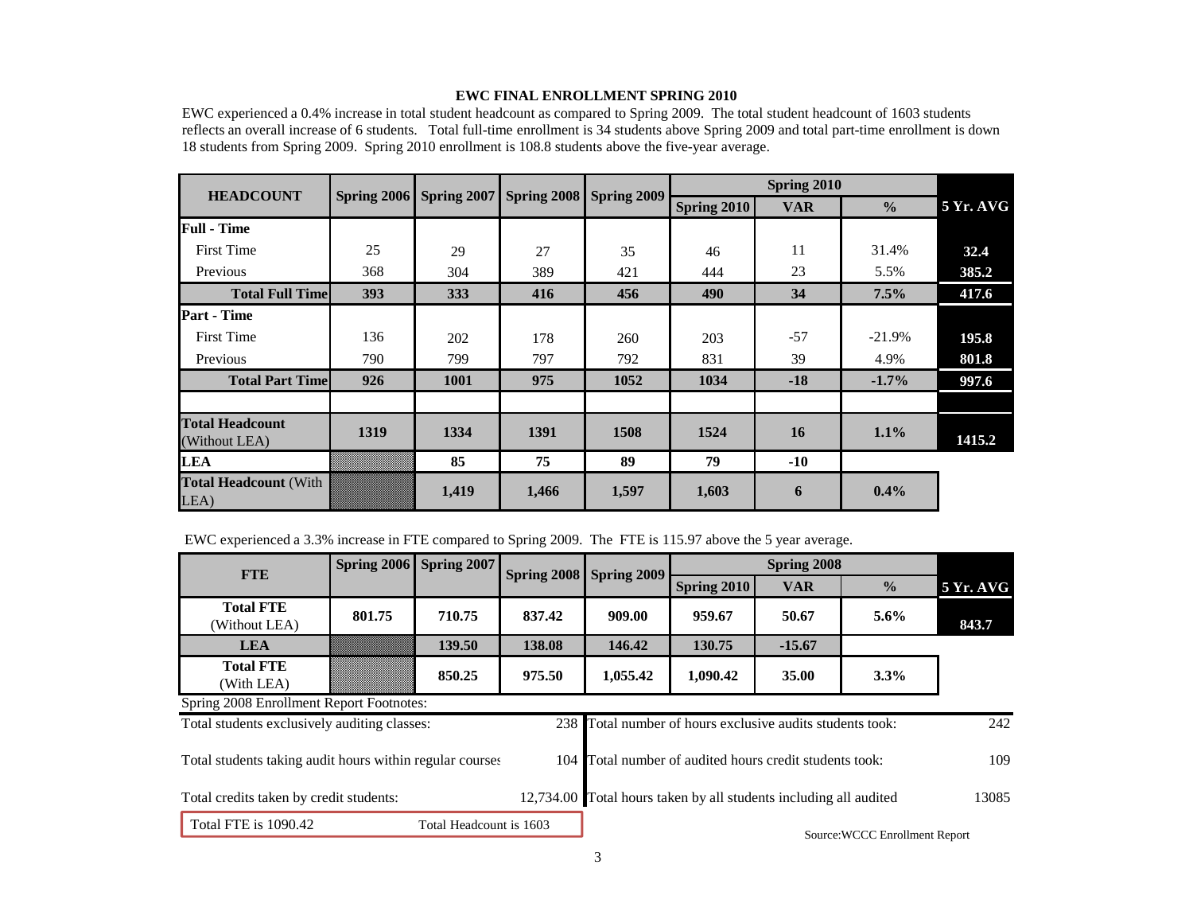## EWC FINAL ENROLLMENT SPRING 2010

EWC experienced a 0.4% increase in total student headcount as compared to Spring 2009. The total student headcount of 1603 students reflects an overall increase of 6 students. Total full-time enrollment is 34 students above Spring 2009 and total part-time enrollment is down 18 students from Spring 2009. Spring 2010 enrollment is 108.8 students above the five-year average.

| HEADCOUNT | Spring 2006 | Spring 2007 | Spring 2008 | Spring 2009 | Spring 2010 | | | 5 Yr. AVG |
|---|---|---|---|---|---|---|---|---|
| | | | | | Spring 2010 | VAR | % | |
| **Full - Time** | | | | | | | | |
| First Time | 25 | 29 | 27 | 35 | 46 | 11 | 31.4% | 32.4 |
| Previous | 368 | 304 | 389 | 421 | 444 | 23 | 5.5% | 385.2 |
| **Total Full Time** | **393** | **333** | **416** | **456** | **490** | **34** | **7.5%** | **417.6** |
| **Part - Time** | | | | | | | | |
| First Time | 136 | 202 | 178 | 260 | 203 | -57 | -21.9% | 195.8 |
| Previous | 790 | 799 | 797 | 792 | 831 | 39 | 4.9% | 801.8 |
| **Total Part Time** | **926** | **1001** | **975** | **1052** | **1034** | **-18** | **-1.7%** | **997.6** |
| | | | | | | | | |
| **Total Headcount** (Without LEA) | **1319** | **1334** | **1391** | **1508** | **1524** | **16** | **1.1%** | **1415.2** |
| **LEA** | | **85** | **75** | **89** | **79** | **-10** | | |
| **Total Headcount** (With LEA) | | **1,419** | **1,466** | **1,597** | **1,603** | **6** | **0.4%** | |

EWC experienced a 3.3% increase in FTE compared to Spring 2009. The FTE is 115.97 above the 5 year average.

| FTE | Spring 2006 | Spring 2007 | Spring 2008 | Spring 2009 | Spring 2008 | | | 5 Yr. AVG |
|---|---|---|---|---|---|---|---|---|
| | | | | | Spring 2010 | VAR | % | |
| **Total FTE** (Without LEA) | **801.75** | **710.75** | **837.42** | **909.00** | **959.67** | **50.67** | **5.6%** | **843.7** |
| **LEA** | | **139.50** | **138.08** | **146.42** | **130.75** | **-15.67** | | |
| **Total FTE** (With LEA) | | **850.25** | **975.50** | **1,055.42** | **1,090.42** | **35.00** | **3.3%** | |

Spring 2008 Enrollment Report Footnotes:

| | | | |
|---|---|---|---|
| Total students exclusively auditing classes: | 238 | Total number of hours exclusive audits students took: | 242 |
| Total students taking audit hours within regular courses | 104 | Total number of audited hours credit students took: | 109 |
| Total credits taken by credit students: | 12,734.00 | Total hours taken by all students including all audited | 13085 |

Total FTE is 1090.42 Total Headcount is 1603

Source:WCCC Enrollment Report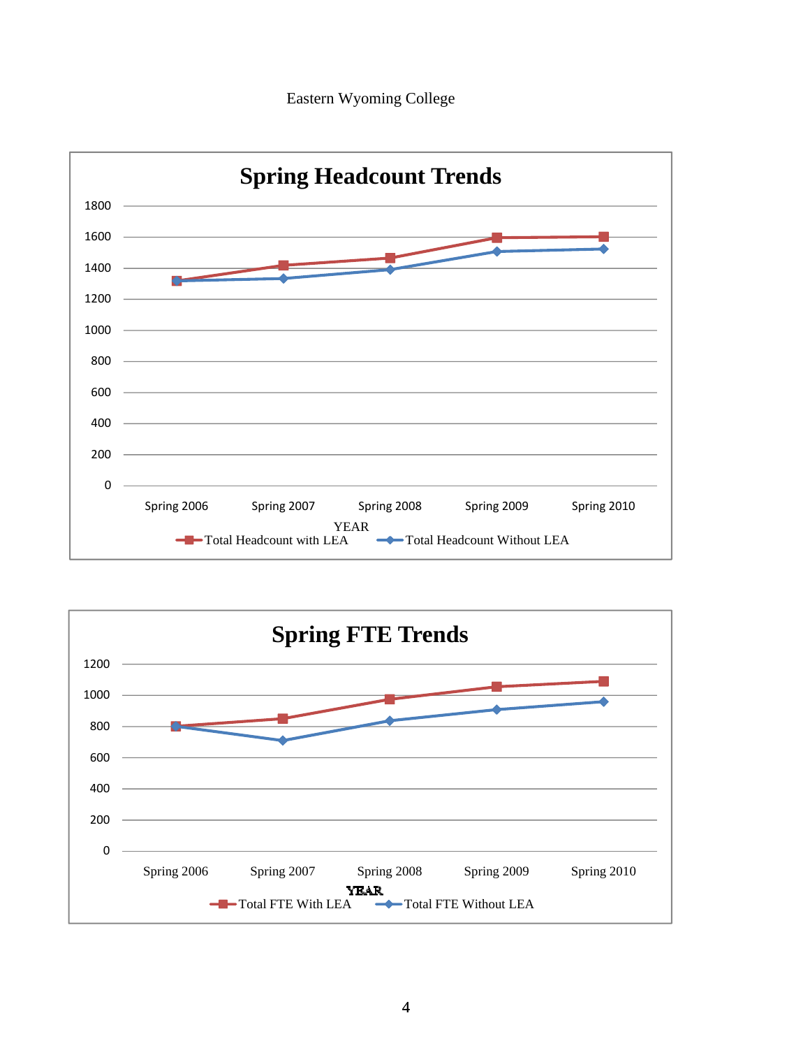Eastern Wyoming College

## Spring Headcount Trends

1800
1600
1400
1200
1000
800
600
400
200
0

Spring 2006 Spring 2007 Spring 2008 Spring 2009 Spring 2010

YEAR

Total Headcount with LEA
Total Headcount Without LEA

## Spring FTE Trends

1200
1000
800
600
400
200
0

Spring 2006 Spring 2007 Spring 2008 Spring 2009 Spring 2010

YEAR

Total FTE With LEA
Total FTE Without LEA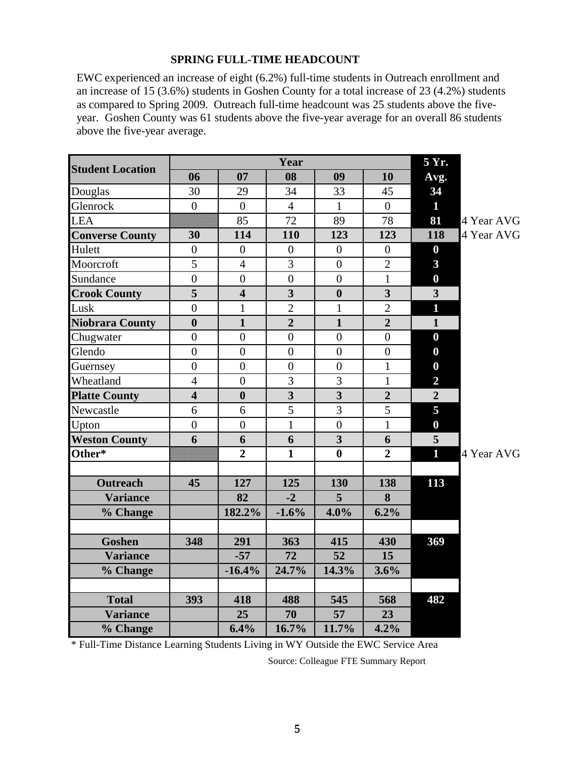### SPRING FULL-TIME HEADCOUNT

EWC experienced an increase of eight (6.2%) full-time students in Outreach enrollment and an increase of 15 (3.6%) students in Goshen County for a total increase of 23 (4.2%) students as compared to Spring 2009. Outreach full-time headcount was 25 students above the five-year. Goshen County was 61 students above the five-year average for an overall 86 students above the five-year average.

| Student Location | Year | | | | | 5 Yr. Avg. | |
|---|---|---|---|---|---|---|---|
| | 06 | 07 | 08 | 09 | 10 | | |
| Douglas | 30 | 29 | 34 | 33 | 45 | **34** | |
| Glenrock | 0 | 0 | 4 | 1 | 0 | **1** | |
| LEA | | 85 | 72 | 89 | 78 | **81** | 4 Year AVG |
| **Converse County** | **30** | **114** | **110** | **123** | **123** | **118** | 4 Year AVG |
| Hulett | 0 | 0 | 0 | 0 | 0 | **0** | |
| Moorcroft | 5 | 4 | 3 | 0 | 2 | **3** | |
| Sundance | 0 | 0 | 0 | 0 | 1 | **0** | |
| **Crook County** | **5** | **4** | **3** | **0** | **3** | **3** | |
| Lusk | 0 | 1 | 2 | 1 | 2 | **1** | |
| **Niobrara County** | **0** | **1** | **2** | **1** | **2** | **1** | |
| Chugwater | 0 | 0 | 0 | 0 | 0 | **0** | |
| Glendo | 0 | 0 | 0 | 0 | 0 | **0** | |
| Guernsey | 0 | 0 | 0 | 0 | 1 | **0** | |
| Wheatland | 4 | 0 | 3 | 3 | 1 | **2** | |
| **Platte County** | **4** | **0** | **3** | **3** | **2** | **2** | |
| Newcastle | 6 | 6 | 5 | 3 | 5 | **5** | |
| Upton | 0 | 0 | 1 | 0 | 1 | **0** | |
| **Weston County** | **6** | **6** | **6** | **3** | **6** | **5** | |
| **Other*** | | **2** | **1** | **0** | **2** | **1** | 4 Year AVG |
| | | | | | | | |
| **Outreach** | **45** | **127** | **125** | **130** | **138** | **113** | |
| **Variance** | | **82** | **-2** | **5** | **8** | | |
| **% Change** | | **182.2%** | **-1.6%** | **4.0%** | **6.2%** | | |
| | | | | | | | |
| **Goshen** | **348** | **291** | **363** | **415** | **430** | **369** | |
| **Variance** | | **-57** | **72** | **52** | **15** | | |
| **% Change** | | **-16.4%** | **24.7%** | **14.3%** | **3.6%** | | |
| | | | | | | | |
| **Total** | **393** | **418** | **488** | **545** | **568** | **482** | |
| **Variance** | | **25** | **70** | **57** | **23** | | |
| **% Change** | | **6.4%** | **16.7%** | **11.7%** | **4.2%** | | |

* Full-Time Distance Learning Students Living in WY Outside the EWC Service Area

Source: Colleague FTE Summary Report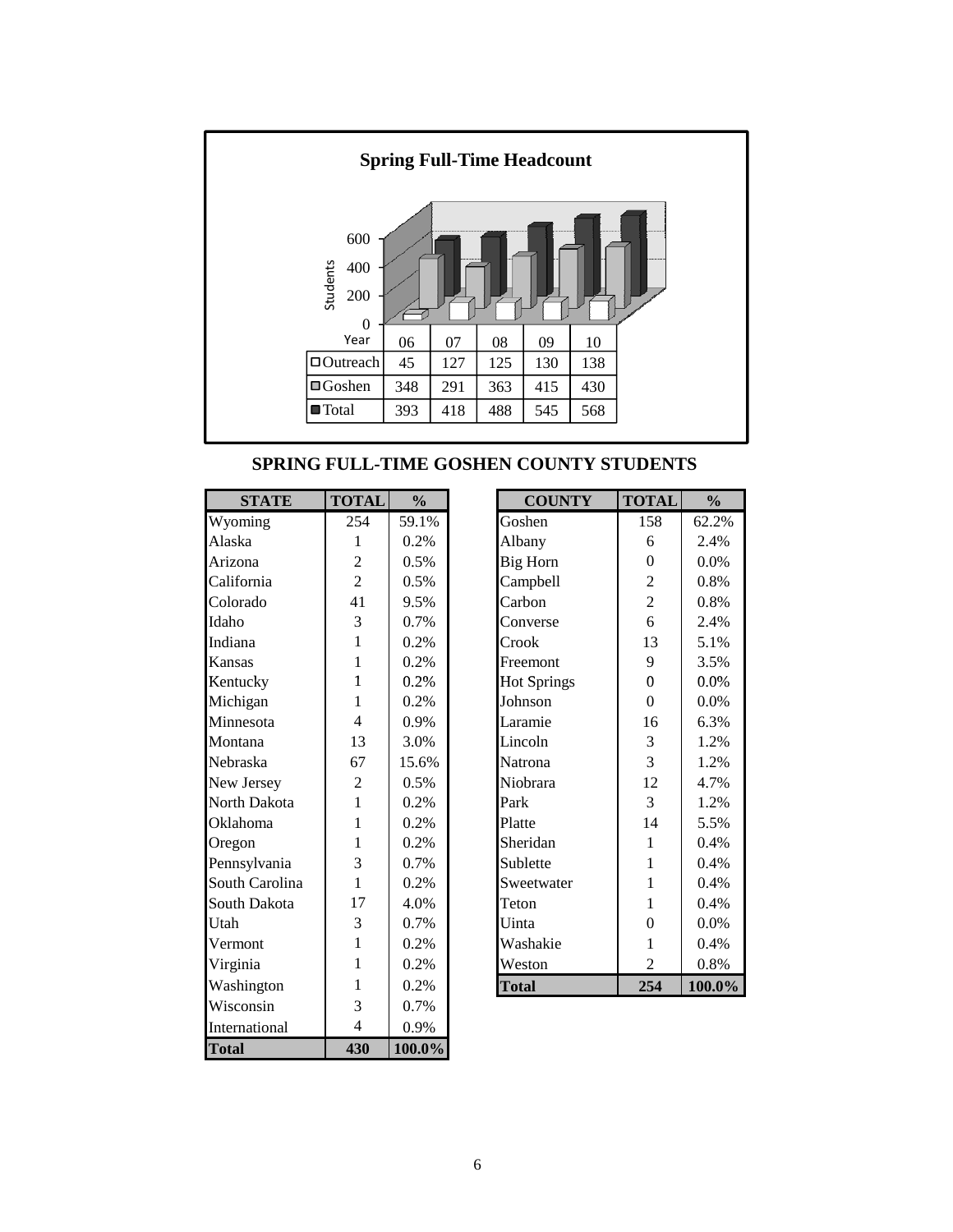**Spring Full-Time Headcount**

Students

600
400
200
0

Year 06 07 08 09 10

Outreach 45 127 125 130 138

Goshen 348 291 363 415 430

Total 393 418 488 545 568

## SPRING FULL-TIME GOSHEN COUNTY STUDENTS

| STATE | TOTAL | % |
|---|---|---|
| Wyoming | 254 | 59.1% |
| Alaska | 1 | 0.2% |
| Arizona | 2 | 0.5% |
| California | 2 | 0.5% |
| Colorado | 41 | 9.5% |
| Idaho | 3 | 0.7% |
| Indiana | 1 | 0.2% |
| Kansas | 1 | 0.2% |
| Kentucky | 1 | 0.2% |
| Michigan | 1 | 0.2% |
| Minnesota | 4 | 0.9% |
| Montana | 13 | 3.0% |
| Nebraska | 67 | 15.6% |
| New Jersey | 2 | 0.5% |
| North Dakota | 1 | 0.2% |
| Oklahoma | 1 | 0.2% |
| Oregon | 1 | 0.2% |
| Pennsylvania | 3 | 0.7% |
| South Carolina | 1 | 0.2% |
| South Dakota | 17 | 4.0% |
| Utah | 3 | 0.7% |
| Vermont | 1 | 0.2% |
| Virginia | 1 | 0.2% |
| Washington | 1 | 0.2% |
| Wisconsin | 3 | 0.7% |
| International | 4 | 0.9% |
| **Total** | **430** | **100.0%** |

| COUNTY | TOTAL | % |
|---|---|---|
| Goshen | 158 | 62.2% |
| Albany | 6 | 2.4% |
| Big Horn | 0 | 0.0% |
| Campbell | 2 | 0.8% |
| Carbon | 2 | 0.8% |
| Converse | 6 | 2.4% |
| Crook | 13 | 5.1% |
| Freemont | 9 | 3.5% |
| Hot Springs | 0 | 0.0% |
| Johnson | 0 | 0.0% |
| Laramie | 16 | 6.3% |
| Lincoln | 3 | 1.2% |
| Natrona | 3 | 1.2% |
| Niobrara | 12 | 4.7% |
| Park | 3 | 1.2% |
| Platte | 14 | 5.5% |
| Sheridan | 1 | 0.4% |
| Sublette | 1 | 0.4% |
| Sweetwater | 1 | 0.4% |
| Teton | 1 | 0.4% |
| Uinta | 0 | 0.0% |
| Washakie | 1 | 0.4% |
| Weston | 2 | 0.8% |
| **Total** | **254** | **100.0%** |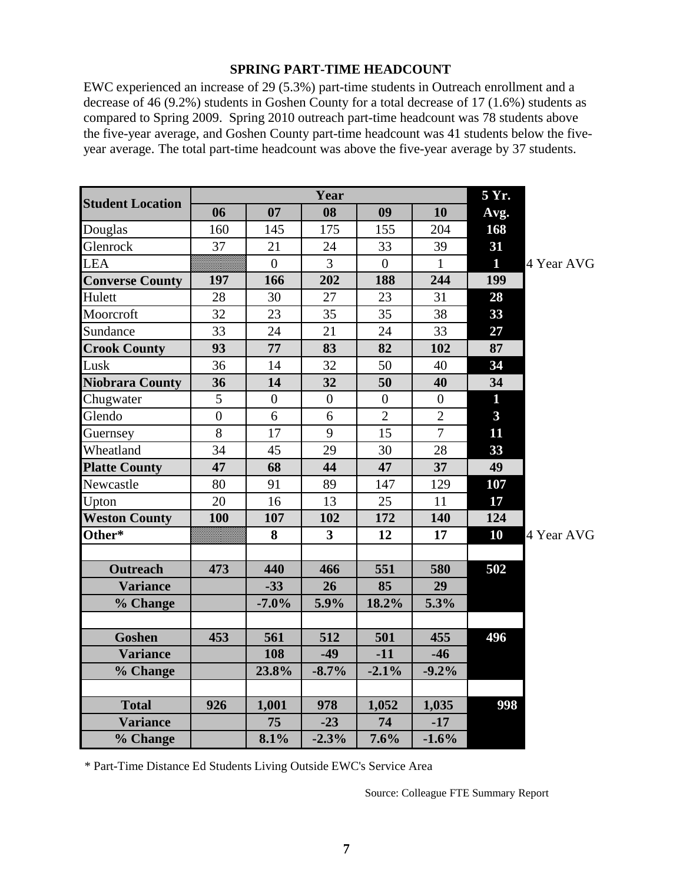## SPRING PART-TIME HEADCOUNT

EWC experienced an increase of 29 (5.3%) part-time students in Outreach enrollment and a decrease of 46 (9.2%) students in Goshen County for a total decrease of 17 (1.6%) students as compared to Spring 2009. Spring 2010 outreach part-time headcount was 78 students above the five-year average, and Goshen County part-time headcount was 41 students below the five-year average. The total part-time headcount was above the five-year average by 37 students.

| Student Location | Year | | | | | 5 Yr. Avg. | |
|---|---|---|---|---|---|---|---|
| | 06 | 07 | 08 | 09 | 10 | | |
| Douglas | 160 | 145 | 175 | 155 | 204 | **168** | |
| Glenrock | 37 | 21 | 24 | 33 | 39 | **31** | |
| LEA | | 0 | 3 | 0 | 1 | **1** | 4 Year AVG |
| **Converse County** | **197** | **166** | **202** | **188** | **244** | **199** | |
| Hulett | 28 | 30 | 27 | 23 | 31 | **28** | |
| Moorcroft | 32 | 23 | 35 | 35 | 38 | **33** | |
| Sundance | 33 | 24 | 21 | 24 | 33 | **27** | |
| **Crook County** | **93** | **77** | **83** | **82** | **102** | **87** | |
| Lusk | 36 | 14 | 32 | 50 | 40 | **34** | |
| **Niobrara County** | **36** | **14** | **32** | **50** | **40** | **34** | |
| Chugwater | 5 | 0 | 0 | 0 | 0 | **1** | |
| Glendo | 0 | 6 | 6 | 2 | 2 | **3** | |
| Guernsey | 8 | 17 | 9 | 15 | 7 | **11** | |
| Wheatland | 34 | 45 | 29 | 30 | 28 | **33** | |
| **Platte County** | **47** | **68** | **44** | **47** | **37** | **49** | |
| Newcastle | 80 | 91 | 89 | 147 | 129 | **107** | |
| Upton | 20 | 16 | 13 | 25 | 11 | **17** | |
| **Weston County** | **100** | **107** | **102** | **172** | **140** | **124** | |
| **Other*** | | **8** | **3** | **12** | **17** | **10** | 4 Year AVG |
| | | | | | | | |
| **Outreach** | **473** | **440** | **466** | **551** | **580** | **502** | |
| **Variance** | | **-33** | **26** | **85** | **29** | | |
| **% Change** | | **-7.0%** | **5.9%** | **18.2%** | **5.3%** | | |
| | | | | | | | |
| **Goshen** | **453** | **561** | **512** | **501** | **455** | **496** | |
| **Variance** | | **108** | **-49** | **-11** | **-46** | | |
| **% Change** | | **23.8%** | **-8.7%** | **-2.1%** | **-9.2%** | | |
| | | | | | | | |
| **Total** | **926** | **1,001** | **978** | **1,052** | **1,035** | **998** | |
| **Variance** | | **75** | **-23** | **74** | **-17** | | |
| **% Change** | | **8.1%** | **-2.3%** | **7.6%** | **-1.6%** | | |

\* Part-Time Distance Ed Students Living Outside EWC's Service Area

Source: Colleague FTE Summary Report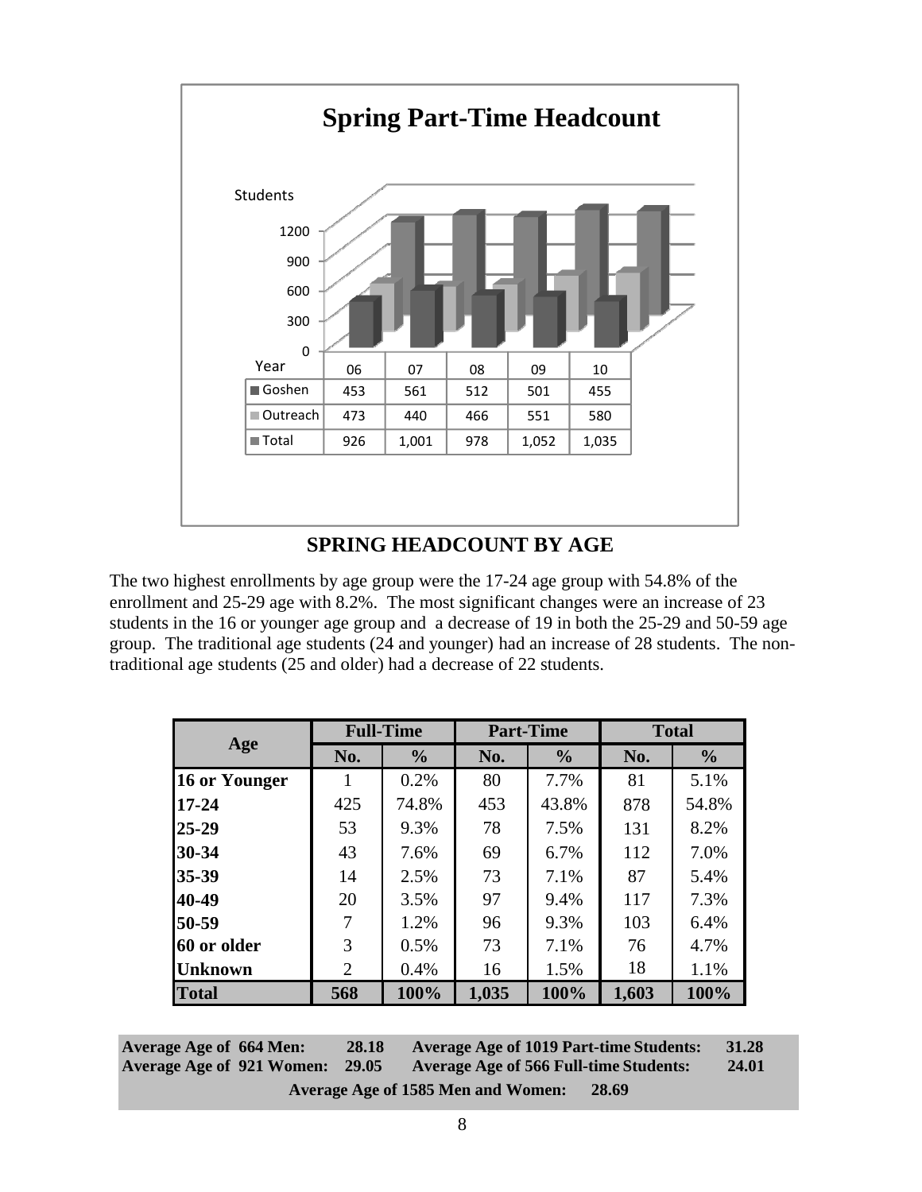Spring Part-Time Headcount

Students

1200

900

600

300

0

Year 06 07 08 09 10

Goshen 453 561 512 501 455

Outreach 473 440 466 551 580

Total 926 1,001 978 1,052 1,035

## SPRING HEADCOUNT BY AGE

The two highest enrollments by age group were the 17-24 age group with 54.8% of the enrollment and 25-29 age with 8.2%. The most significant changes were an increase of 23 students in the 16 or younger age group and a decrease of 19 in both the 25-29 and 50-59 age group. The traditional age students (24 and younger) had an increase of 28 students. The non-traditional age students (25 and older) had a decrease of 22 students.

| Age | Full-Time | | Part-Time | | Total | |
|---|---|---|---|---|---|---|
| | No. | % | No. | % | No. | % |
| **16 or Younger** | 1 | 0.2% | 80 | 7.7% | 81 | 5.1% |
| **17-24** | 425 | 74.8% | 453 | 43.8% | 878 | 54.8% |
| **25-29** | 53 | 9.3% | 78 | 7.5% | 131 | 8.2% |
| **30-34** | 43 | 7.6% | 69 | 6.7% | 112 | 7.0% |
| **35-39** | 14 | 2.5% | 73 | 7.1% | 87 | 5.4% |
| **40-49** | 20 | 3.5% | 97 | 9.4% | 117 | 7.3% |
| **50-59** | 7 | 1.2% | 96 | 9.3% | 103 | 6.4% |
| **60 or older** | 3 | 0.5% | 73 | 7.1% | 76 | 4.7% |
| **Unknown** | 2 | 0.4% | 16 | 1.5% | 18 | 1.1% |
| **Total** | **568** | **100%** | **1,035** | **100%** | **1,603** | **100%** |

**Average Age of 664 Men: 28.18** **Average Age of 1019 Part-time Students: 31.28**
**Average Age of 921 Women: 29.05** **Average Age of 566 Full-time Students: 24.01**

**Average Age of 1585 Men and Women: 28.69**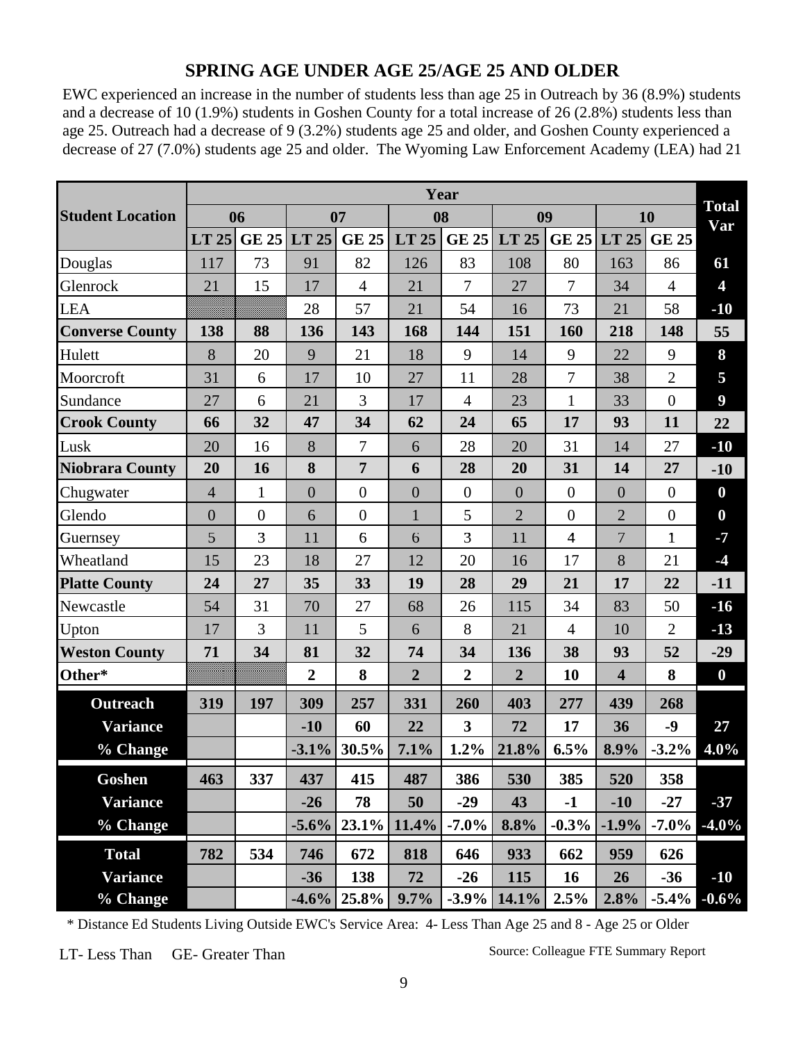## SPRING AGE UNDER AGE 25/AGE 25 AND OLDER

EWC experienced an increase in the number of students less than age 25 in Outreach by 36 (8.9%) students and a decrease of 10 (1.9%) students in Goshen County for a total increase of 26 (2.8%) students less than age 25. Outreach had a decrease of 9 (3.2%) students age 25 and older, and Goshen County experienced a decrease of 27 (7.0%) students age 25 and older. The Wyoming Law Enforcement Academy (LEA) had 21

| Student Location | Year | | | | | | | | | | Total Var |
|---|---|---|---|---|---|---|---|---|---|---|---|
| | 06 | | 07 | | 08 | | 09 | | 10 | | |
| | LT 25 | GE 25 | LT 25 | GE 25 | LT 25 | GE 25 | LT 25 | GE 25 | LT 25 | GE 25 | |
| Douglas | 117 | 73 | 91 | 82 | 126 | 83 | 108 | 80 | 163 | 86 | **61** |
| Glenrock | 21 | 15 | 17 | 4 | 21 | 7 | 27 | 7 | 34 | 4 | **4** |
| LEA | | | 28 | 57 | 21 | 54 | 16 | 73 | 21 | 58 | **-10** |
| **Converse County** | **138** | **88** | **136** | **143** | **168** | **144** | **151** | **160** | **218** | **148** | **55** |
| Hulett | 8 | 20 | 9 | 21 | 18 | 9 | 14 | 9 | 22 | 9 | **8** |
| Moorcroft | 31 | 6 | 17 | 10 | 27 | 11 | 28 | 7 | 38 | 2 | **5** |
| Sundance | 27 | 6 | 21 | 3 | 17 | 4 | 23 | 1 | 33 | 0 | **9** |
| **Crook County** | **66** | **32** | **47** | **34** | **62** | **24** | **65** | **17** | **93** | **11** | **22** |
| Lusk | 20 | 16 | 8 | 7 | 6 | 28 | 20 | 31 | 14 | 27 | **-10** |
| **Niobrara County** | **20** | **16** | **8** | **7** | **6** | **28** | **20** | **31** | **14** | **27** | **-10** |
| Chugwater | 4 | 1 | 0 | 0 | 0 | 0 | 0 | 0 | 0 | 0 | **0** |
| Glendo | 0 | 0 | 6 | 0 | 1 | 5 | 2 | 0 | 2 | 0 | **0** |
| Guernsey | 5 | 3 | 11 | 6 | 6 | 3 | 11 | 4 | 7 | 1 | **-7** |
| Wheatland | 15 | 23 | 18 | 27 | 12 | 20 | 16 | 17 | 8 | 21 | **-4** |
| **Platte County** | **24** | **27** | **35** | **33** | **19** | **28** | **29** | **21** | **17** | **22** | **-11** |
| Newcastle | 54 | 31 | 70 | 27 | 68 | 26 | 115 | 34 | 83 | 50 | **-16** |
| Upton | 17 | 3 | 11 | 5 | 6 | 8 | 21 | 4 | 10 | 2 | **-13** |
| **Weston County** | **71** | **34** | **81** | **32** | **74** | **34** | **136** | **38** | **93** | **52** | **-29** |
| **Other*** | | | **2** | **8** | **2** | **2** | **2** | **10** | **4** | **8** | **0** |
| **Outreach** | **319** | **197** | **309** | **257** | **331** | **260** | **403** | **277** | **439** | **268** | |
| **Variance** | | | **-10** | **60** | **22** | **3** | **72** | **17** | **36** | **-9** | **27** |
| **% Change** | | | **-3.1%** | **30.5%** | **7.1%** | **1.2%** | **21.8%** | **6.5%** | **8.9%** | **-3.2%** | **4.0%** |
| **Goshen** | **463** | **337** | **437** | **415** | **487** | **386** | **530** | **385** | **520** | **358** | |
| **Variance** | | | **-26** | **78** | **50** | **-29** | **43** | **-1** | **-10** | **-27** | **-37** |
| **% Change** | | | **-5.6%** | **23.1%** | **11.4%** | **-7.0%** | **8.8%** | **-0.3%** | **-1.9%** | **-7.0%** | **-4.0%** |
| **Total** | **782** | **534** | **746** | **672** | **818** | **646** | **933** | **662** | **959** | **626** | |
| **Variance** | | | **-36** | **138** | **72** | **-26** | **115** | **16** | **26** | **-36** | **-10** |
| **% Change** | | | **-4.6%** | **25.8%** | **9.7%** | **-3.9%** | **14.1%** | **2.5%** | **2.8%** | **-5.4%** | **-0.6%** |

\* Distance Ed Students Living Outside EWC's Service Area: 4- Less Than Age 25 and 8 - Age 25 or Older

LT- Less Than GE- Greater Than

Source: Colleague FTE Summary Report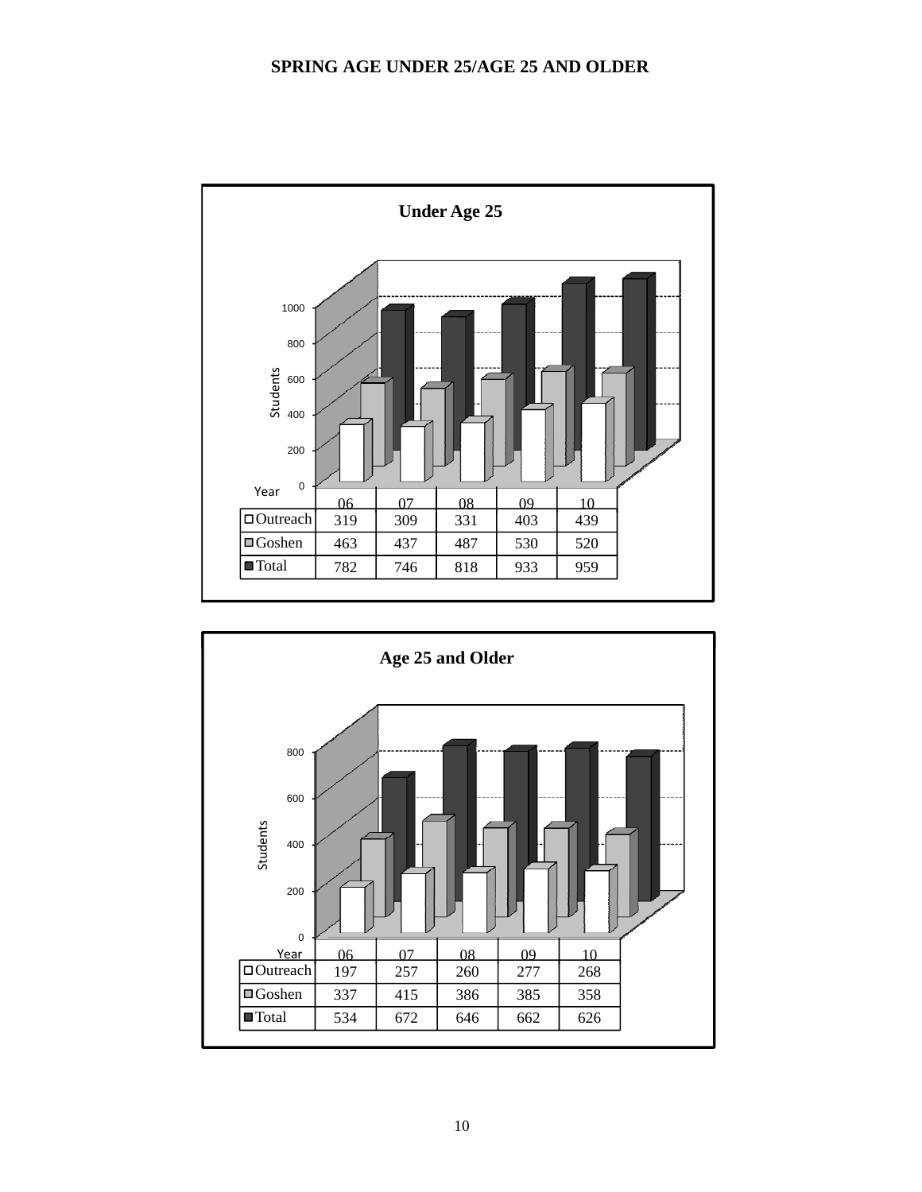# SPRING AGE UNDER 25/AGE 25 AND OLDER

**Under Age 25**

Students

1000
800
600
400
200
0

Year

| Year | 06 | 07 | 08 | 09 | 10 |
|---|---|---|---|---|---|
| Outreach | 319 | 309 | 331 | 403 | 439 |
| Goshen | 463 | 437 | 487 | 530 | 520 |
| Total | 782 | 746 | 818 | 933 | 959 |

**Age 25 and Older**

Students

800
600
400
200
0

Year

| Year | 06 | 07 | 08 | 09 | 10 |
|---|---|---|---|---|---|
| Outreach | 197 | 257 | 260 | 277 | 268 |
| Goshen | 337 | 415 | 386 | 385 | 358 |
| Total | 534 | 672 | 646 | 662 | 626 |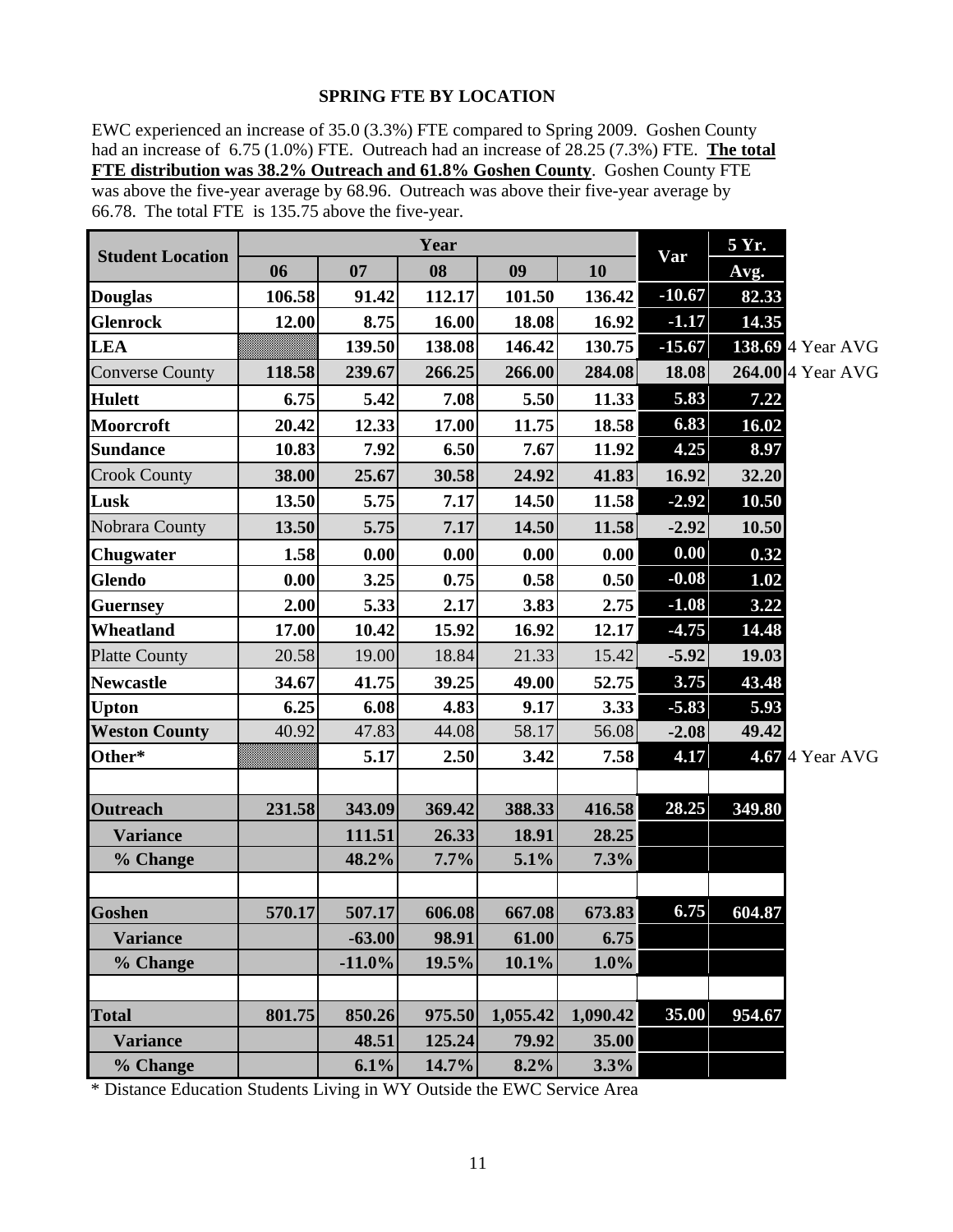## SPRING FTE BY LOCATION

EWC experienced an increase of 35.0 (3.3%) FTE compared to Spring 2009. Goshen County had an increase of 6.75 (1.0%) FTE. Outreach had an increase of 28.25 (7.3%) FTE. **The total FTE distribution was 38.2% Outreach and 61.8% Goshen County**. Goshen County FTE was above the five-year average by 68.96. Outreach was above their five-year average by 66.78. The total FTE is 135.75 above the five-year.

| Student Location | Year | | | | | Var | 5 Yr. Avg. | |
|---|---|---|---|---|---|---|---|---|
| | 06 | 07 | 08 | 09 | 10 | | | |
| **Douglas** | 106.58 | 91.42 | 112.17 | 101.50 | 136.42 | -10.67 | 82.33 | |
| **Glenrock** | 12.00 | 8.75 | 16.00 | 18.08 | 16.92 | -1.17 | 14.35 | |
| **LEA** | | 139.50 | 138.08 | 146.42 | 130.75 | -15.67 | 138.69 | 4 Year AVG |
| Converse County | 118.58 | 239.67 | 266.25 | 266.00 | 284.08 | 18.08 | 264.00 | 4 Year AVG |
| **Hulett** | 6.75 | 5.42 | 7.08 | 5.50 | 11.33 | 5.83 | 7.22 | |
| **Moorcroft** | 20.42 | 12.33 | 17.00 | 11.75 | 18.58 | 6.83 | 16.02 | |
| **Sundance** | 10.83 | 7.92 | 6.50 | 7.67 | 11.92 | 4.25 | 8.97 | |
| Crook County | 38.00 | 25.67 | 30.58 | 24.92 | 41.83 | 16.92 | 32.20 | |
| **Lusk** | 13.50 | 5.75 | 7.17 | 14.50 | 11.58 | -2.92 | 10.50 | |
| Nobrara County | 13.50 | 5.75 | 7.17 | 14.50 | 11.58 | -2.92 | 10.50 | |
| **Chugwater** | 1.58 | 0.00 | 0.00 | 0.00 | 0.00 | 0.00 | 0.32 | |
| **Glendo** | 0.00 | 3.25 | 0.75 | 0.58 | 0.50 | -0.08 | 1.02 | |
| **Guernsey** | 2.00 | 5.33 | 2.17 | 3.83 | 2.75 | -1.08 | 3.22 | |
| **Wheatland** | 17.00 | 10.42 | 15.92 | 16.92 | 12.17 | -4.75 | 14.48 | |
| Platte County | 20.58 | 19.00 | 18.84 | 21.33 | 15.42 | -5.92 | 19.03 | |
| **Newcastle** | 34.67 | 41.75 | 39.25 | 49.00 | 52.75 | 3.75 | 43.48 | |
| **Upton** | 6.25 | 6.08 | 4.83 | 9.17 | 3.33 | -5.83 | 5.93 | |
| **Weston County** | 40.92 | 47.83 | 44.08 | 58.17 | 56.08 | -2.08 | 49.42 | |
| **Other*** | | 5.17 | 2.50 | 3.42 | 7.58 | 4.17 | 4.67 | 4 Year AVG |
| | | | | | | | | |
| **Outreach** | 231.58 | 343.09 | 369.42 | 388.33 | 416.58 | 28.25 | 349.80 | |
| **Variance** | | 111.51 | 26.33 | 18.91 | 28.25 | | | |
| **% Change** | | 48.2% | 7.7% | 5.1% | 7.3% | | | |
| | | | | | | | | |
| **Goshen** | 570.17 | 507.17 | 606.08 | 667.08 | 673.83 | 6.75 | 604.87 | |
| **Variance** | | -63.00 | 98.91 | 61.00 | 6.75 | | | |
| **% Change** | | -11.0% | 19.5% | 10.1% | 1.0% | | | |
| | | | | | | | | |
| **Total** | 801.75 | 850.26 | 975.50 | 1,055.42 | 1,090.42 | 35.00 | 954.67 | |
| **Variance** | | 48.51 | 125.24 | 79.92 | 35.00 | | | |
| **% Change** | | 6.1% | 14.7% | 8.2% | 3.3% | | | |

\* Distance Education Students Living in WY Outside the EWC Service Area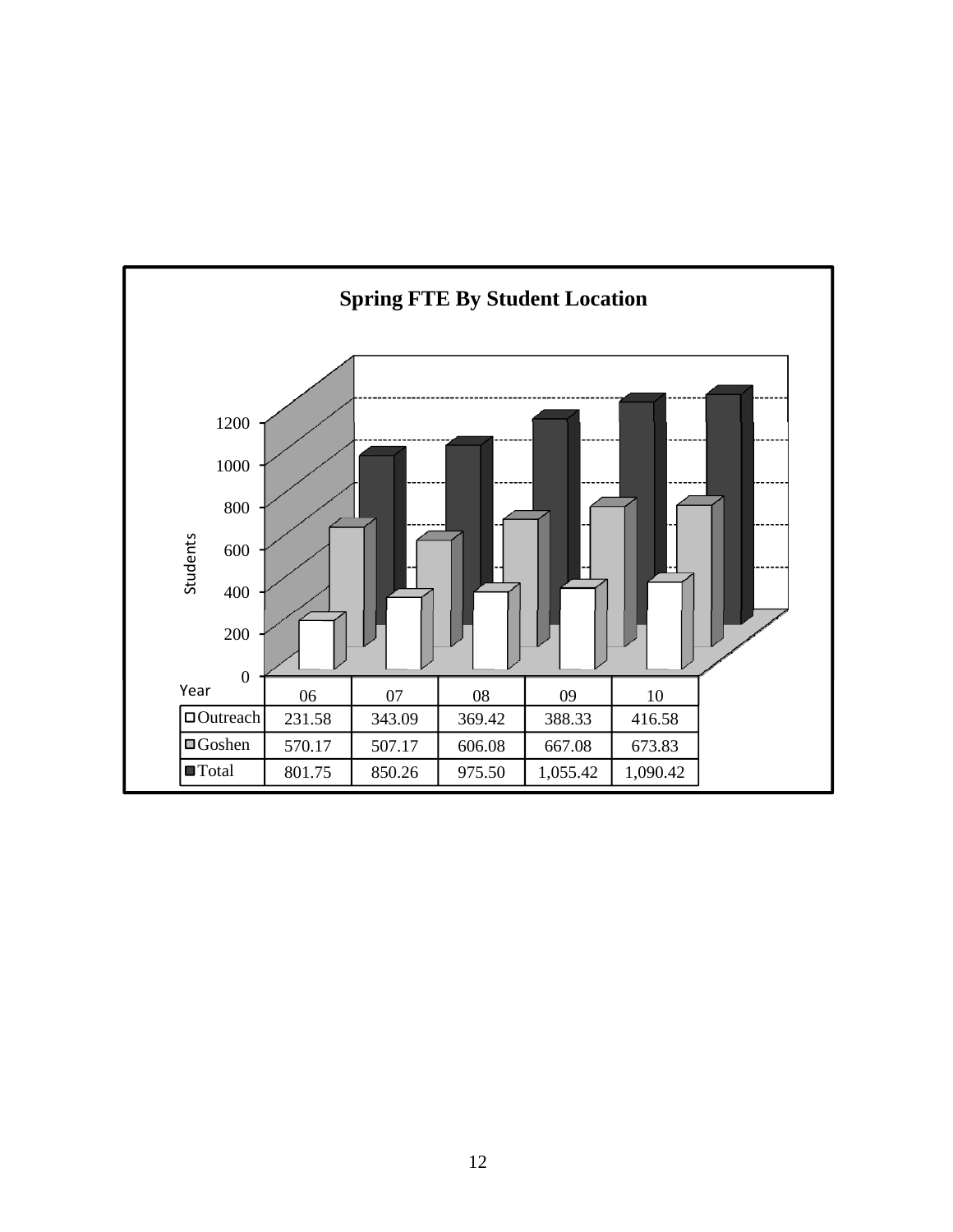## Spring FTE By Student Location

| Year | 06 | 07 | 08 | 09 | 10 |
|---|---|---|---|---|---|
| Outreach | 231.58 | 343.09 | 369.42 | 388.33 | 416.58 |
| Goshen | 570.17 | 507.17 | 606.08 | 667.08 | 673.83 |
| Total | 801.75 | 850.26 | 975.50 | 1,055.42 | 1,090.42 |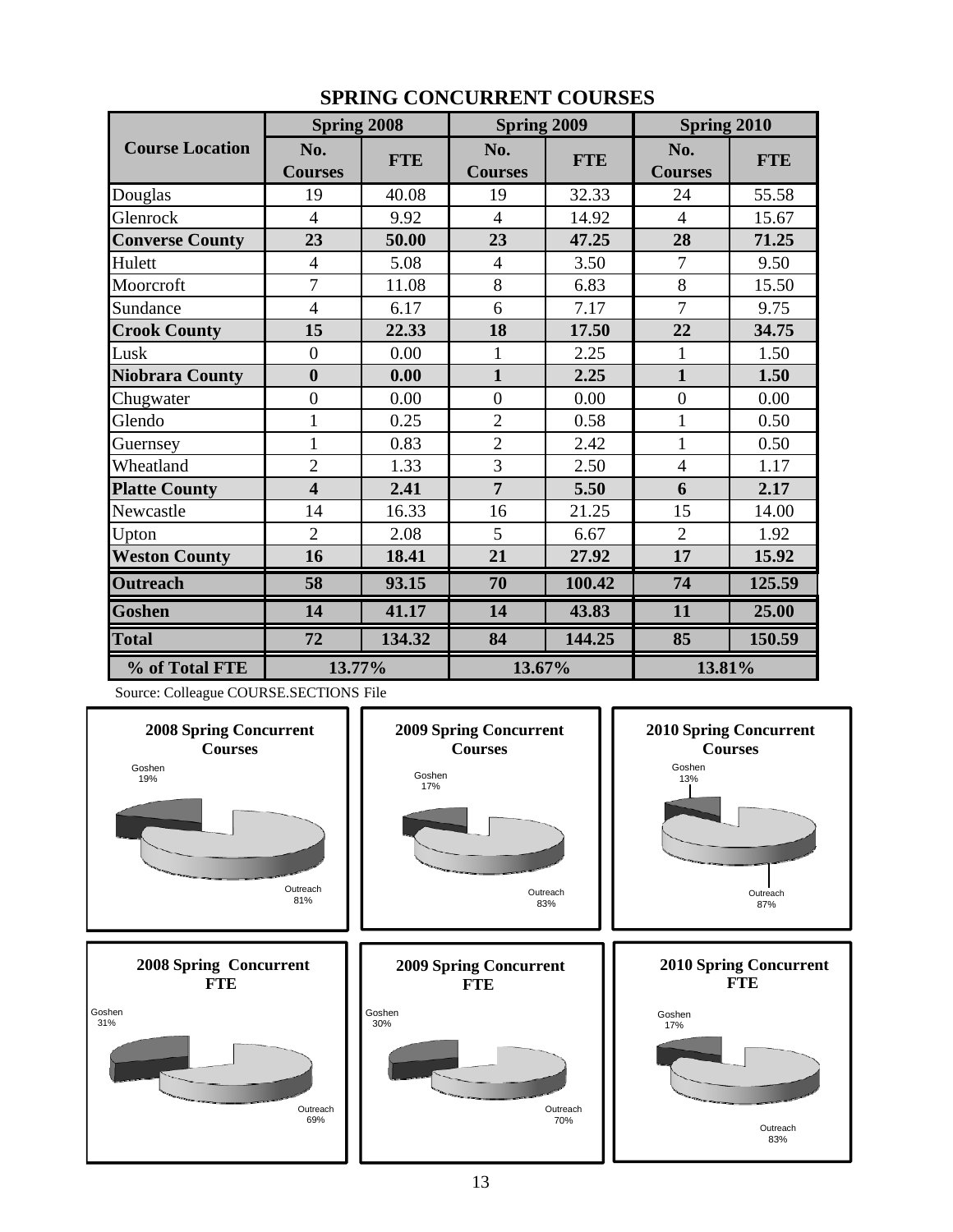## SPRING CONCURRENT COURSES

| Course Location | Spring 2008 | | Spring 2009 | | Spring 2010 | |
|---|---|---|---|---|---|---|
| | No. Courses | FTE | No. Courses | FTE | No. Courses | FTE |
| Douglas | 19 | 40.08 | 19 | 32.33 | 24 | 55.58 |
| Glenrock | 4 | 9.92 | 4 | 14.92 | 4 | 15.67 |
| **Converse County** | **23** | **50.00** | **23** | **47.25** | **28** | **71.25** |
| Hulett | 4 | 5.08 | 4 | 3.50 | 7 | 9.50 |
| Moorcroft | 7 | 11.08 | 8 | 6.83 | 8 | 15.50 |
| Sundance | 4 | 6.17 | 6 | 7.17 | 7 | 9.75 |
| **Crook County** | **15** | **22.33** | **18** | **17.50** | **22** | **34.75** |
| Lusk | 0 | 0.00 | 1 | 2.25 | 1 | 1.50 |
| **Niobrara County** | **0** | **0.00** | **1** | **2.25** | **1** | **1.50** |
| Chugwater | 0 | 0.00 | 0 | 0.00 | 0 | 0.00 |
| Glendo | 1 | 0.25 | 2 | 0.58 | 1 | 0.50 |
| Guernsey | 1 | 0.83 | 2 | 2.42 | 1 | 0.50 |
| Wheatland | 2 | 1.33 | 3 | 2.50 | 4 | 1.17 |
| **Platte County** | **4** | **2.41** | **7** | **5.50** | **6** | **2.17** |
| Newcastle | 14 | 16.33 | 16 | 21.25 | 15 | 14.00 |
| Upton | 2 | 2.08 | 5 | 6.67 | 2 | 1.92 |
| **Weston County** | **16** | **18.41** | **21** | **27.92** | **17** | **15.92** |
| **Outreach** | **58** | **93.15** | **70** | **100.42** | **74** | **125.59** |
| **Goshen** | **14** | **41.17** | **14** | **43.83** | **11** | **25.00** |
| **Total** | **72** | **134.32** | **84** | **144.25** | **85** | **150.59** |
| **% of Total FTE** | **13.77%** | | **13.67%** | | **13.81%** | |

Source: Colleague COURSE.SECTIONS File

**2008 Spring Concurrent Courses**
Goshen 19%
Outreach 81%

**2009 Spring Concurrent Courses**
Goshen 17%
Outreach 83%

**2010 Spring Concurrent Courses**
Goshen 13%
Outreach 87%

**2008 Spring Concurrent FTE**
Goshen 31%
Outreach 69%

**2009 Spring Concurrent FTE**
Goshen 30%
Outreach 70%

**2010 Spring Concurrent FTE**
Goshen 17%
Outreach 83%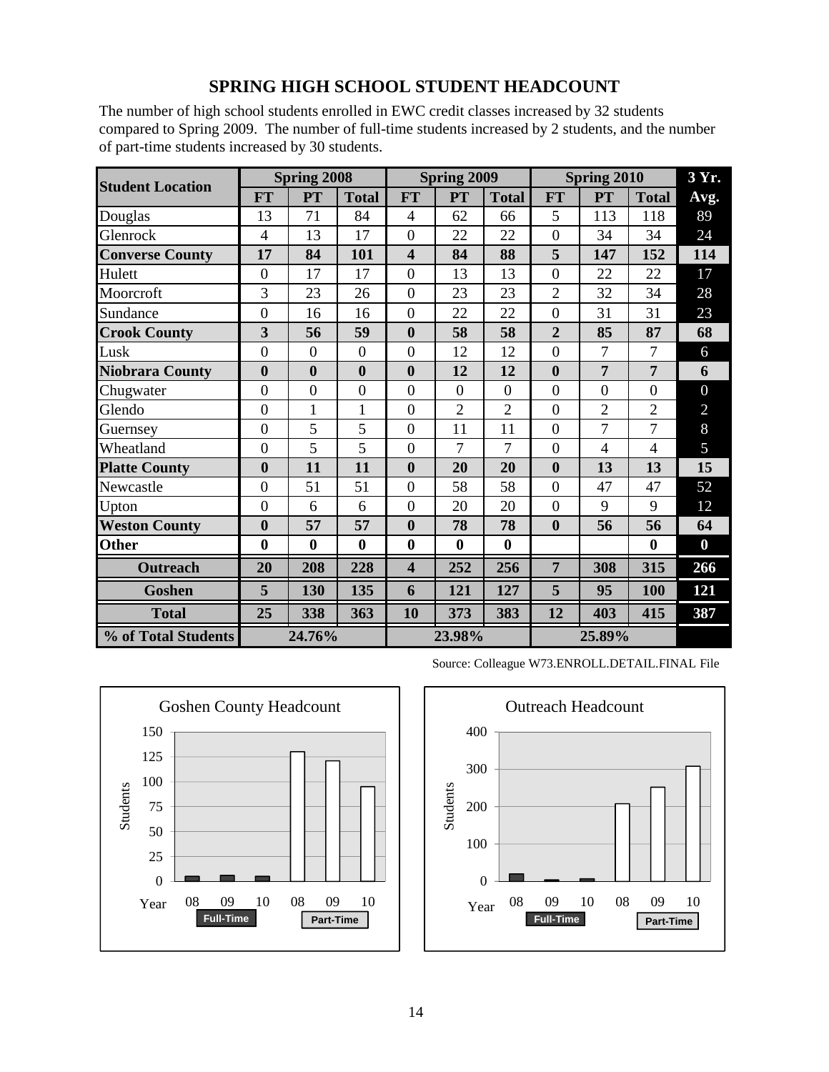# SPRING HIGH SCHOOL STUDENT HEADCOUNT

The number of high school students enrolled in EWC credit classes increased by 32 students compared to Spring 2009. The number of full-time students increased by 2 students, and the number of part-time students increased by 30 students.

| Student Location | Spring 2008 | | | Spring 2009 | | | Spring 2010 | | | 3 Yr. Avg. |
|---|---|---|---|---|---|---|---|---|---|---|
| | FT | PT | Total | FT | PT | Total | FT | PT | Total | |
| Douglas | 13 | 71 | 84 | 4 | 62 | 66 | 5 | 113 | 118 | 89 |
| Glenrock | 4 | 13 | 17 | 0 | 22 | 22 | 0 | 34 | 34 | 24 |
| **Converse County** | **17** | **84** | **101** | **4** | **84** | **88** | **5** | **147** | **152** | **114** |
| Hulett | 0 | 17 | 17 | 0 | 13 | 13 | 0 | 22 | 22 | 17 |
| Moorcroft | 3 | 23 | 26 | 0 | 23 | 23 | 2 | 32 | 34 | 28 |
| Sundance | 0 | 16 | 16 | 0 | 22 | 22 | 0 | 31 | 31 | 23 |
| **Crook County** | **3** | **56** | **59** | **0** | **58** | **58** | **2** | **85** | **87** | **68** |
| Lusk | 0 | 0 | 0 | 0 | 12 | 12 | 0 | 7 | 7 | 6 |
| **Niobrara County** | **0** | **0** | **0** | **0** | **12** | **12** | **0** | **7** | **7** | **6** |
| Chugwater | 0 | 0 | 0 | 0 | 0 | 0 | 0 | 0 | 0 | 0 |
| Glendo | 0 | 1 | 1 | 0 | 2 | 2 | 0 | 2 | 2 | 2 |
| Guernsey | 0 | 5 | 5 | 0 | 11 | 11 | 0 | 7 | 7 | 8 |
| Wheatland | 0 | 5 | 5 | 0 | 7 | 7 | 0 | 4 | 4 | 5 |
| **Platte County** | **0** | **11** | **11** | **0** | **20** | **20** | **0** | **13** | **13** | **15** |
| Newcastle | 0 | 51 | 51 | 0 | 58 | 58 | 0 | 47 | 47 | 52 |
| Upton | 0 | 6 | 6 | 0 | 20 | 20 | 0 | 9 | 9 | 12 |
| **Weston County** | **0** | **57** | **57** | **0** | **78** | **78** | **0** | **56** | **56** | **64** |
| **Other** | **0** | **0** | **0** | **0** | **0** | **0** | | | **0** | **0** |
| **Outreach** | **20** | **208** | **228** | **4** | **252** | **256** | **7** | **308** | **315** | **266** |
| **Goshen** | **5** | **130** | **135** | **6** | **121** | **127** | **5** | **95** | **100** | **121** |
| **Total** | **25** | **338** | **363** | **10** | **373** | **383** | **12** | **403** | **415** | **387** |
| **% of Total Students** | **24.76%** | | | **23.98%** | | | **25.89%** | | | |

Source: Colleague W73.ENROLL.DETAIL.FINAL File

Goshen County Headcount

Students

150
125
100
75
50
25
0

Year 08 09 10 08 09 10

Full-Time Part-Time

Outreach Headcount

Students

400
300
200
100
0

Year 08 09 10 08 09 10

Full-Time Part-Time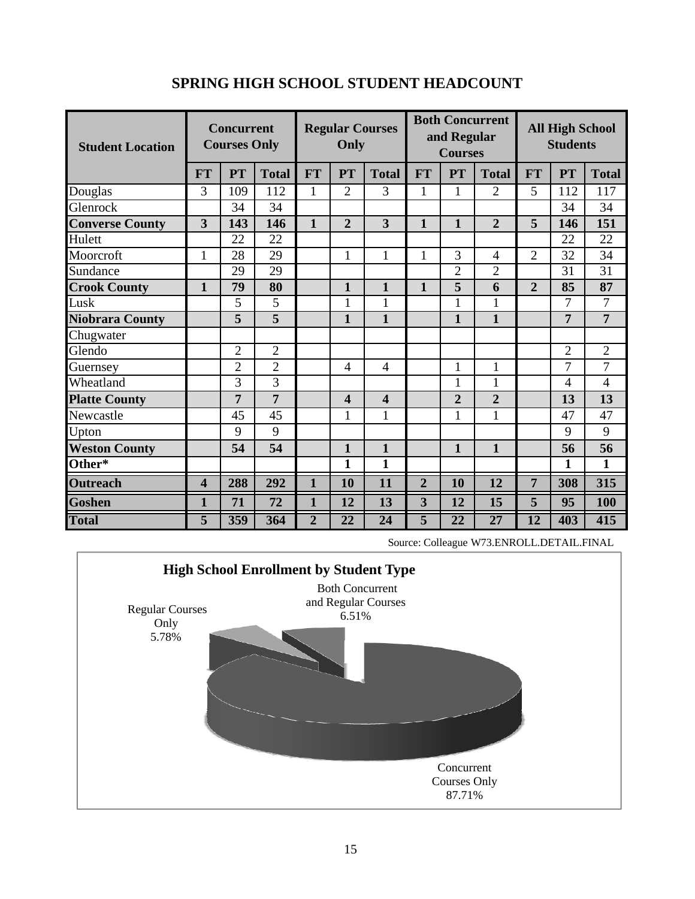# SPRING HIGH SCHOOL STUDENT HEADCOUNT

| Student Location | Concurrent Courses Only | | | Regular Courses Only | | | Both Concurrent and Regular Courses | | | All High School Students | | |
|---|---|---|---|---|---|---|---|---|---|---|---|---|
| | FT | PT | Total | FT | PT | Total | FT | PT | Total | FT | PT | Total |
| Douglas | 3 | 109 | 112 | 1 | 2 | 3 | 1 | 1 | 2 | 5 | 112 | 117 |
| Glenrock | | 34 | 34 | | | | | | | | 34 | 34 |
| **Converse County** | **3** | **143** | **146** | **1** | **2** | **3** | **1** | **1** | **2** | **5** | **146** | **151** |
| Hulett | | 22 | 22 | | | | | | | | 22 | 22 |
| Moorcroft | 1 | 28 | 29 | | 1 | 1 | 1 | 3 | 4 | 2 | 32 | 34 |
| Sundance | | 29 | 29 | | | | | 2 | 2 | | 31 | 31 |
| **Crook County** | **1** | **79** | **80** | | **1** | **1** | **1** | **5** | **6** | **2** | **85** | **87** |
| Lusk | | 5 | 5 | | 1 | 1 | | 1 | 1 | | 7 | 7 |
| **Niobrara County** | | **5** | **5** | | **1** | **1** | | **1** | **1** | | **7** | **7** |
| Chugwater | | | | | | | | | | | | |
| Glendo | | 2 | 2 | | | | | | | | 2 | 2 |
| Guernsey | | 2 | 2 | | 4 | 4 | | 1 | 1 | | 7 | 7 |
| Wheatland | | 3 | 3 | | | | | 1 | 1 | | 4 | 4 |
| **Platte County** | | **7** | **7** | | **4** | **4** | | **2** | **2** | | **13** | **13** |
| Newcastle | | 45 | 45 | | 1 | 1 | | 1 | 1 | | 47 | 47 |
| Upton | | 9 | 9 | | | | | | | | 9 | 9 |
| **Weston County** | | **54** | **54** | | **1** | **1** | | **1** | **1** | | **56** | **56** |
| **Other*** | | | | | **1** | **1** | | | | | **1** | **1** |
| **Outreach** | **4** | **288** | **292** | **1** | **10** | **11** | **2** | **10** | **12** | **7** | **308** | **315** |
| **Goshen** | **1** | **71** | **72** | **1** | **12** | **13** | **3** | **12** | **15** | **5** | **95** | **100** |
| **Total** | **5** | **359** | **364** | **2** | **22** | **24** | **5** | **22** | **27** | **12** | **403** | **415** |

Source: Colleague W73.ENROLL.DETAIL.FINAL

**High School Enrollment by Student Type**

Regular Courses Only 5.78%

Both Concurrent and Regular Courses 6.51%

Concurrent Courses Only 87.71%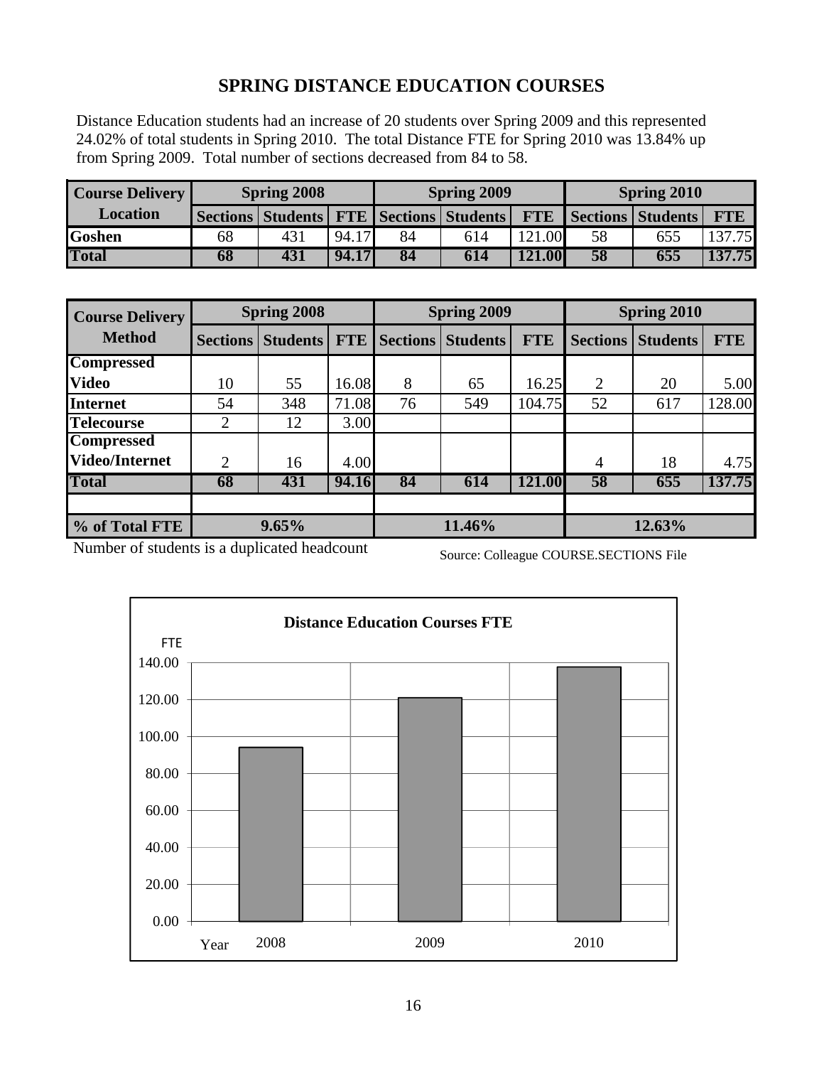# SPRING DISTANCE EDUCATION COURSES

Distance Education students had an increase of 20 students over Spring 2009 and this represented 24.02% of total students in Spring 2010. The total Distance FTE for Spring 2010 was 13.84% up from Spring 2009. Total number of sections decreased from 84 to 58.

| Course Delivery Location | Spring 2008 | | | Spring 2009 | | | Spring 2010 | | |
|---|---|---|---|---|---|---|---|---|---|
| | Sections | Students | FTE | Sections | Students | FTE | Sections | Students | FTE |
| **Goshen** | 68 | 431 | 94.17 | 84 | 614 | 121.00 | 58 | 655 | 137.75 |
| **Total** | **68** | **431** | **94.17** | **84** | **614** | **121.00** | **58** | **655** | **137.75** |

| Course Delivery Method | Spring 2008 | | | Spring 2009 | | | Spring 2010 | | |
|---|---|---|---|---|---|---|---|---|---|
| | Sections | Students | FTE | Sections | Students | FTE | Sections | Students | FTE |
| **Compressed Video** | 10 | 55 | 16.08 | 8 | 65 | 16.25 | 2 | 20 | 5.00 |
| **Internet** | 54 | 348 | 71.08 | 76 | 549 | 104.75 | 52 | 617 | 128.00 |
| **Telecourse** | 2 | 12 | 3.00 | | | | | | |
| **Compressed Video/Internet** | 2 | 16 | 4.00 | | | | 4 | 18 | 4.75 |
| **Total** | **68** | **431** | **94.16** | **84** | **614** | **121.00** | **58** | **655** | **137.75** |
| | | | | | | | | | |
| **% of Total FTE** | **9.65%** | | | **11.46%** | | | **12.63%** | | |

Number of students is a duplicated headcount

Source: Colleague COURSE.SECTIONS File

**Distance Education Courses FTE**

FTE

140.00
120.00
100.00
80.00
60.00
40.00
20.00
0.00

Year 2008 2009 2010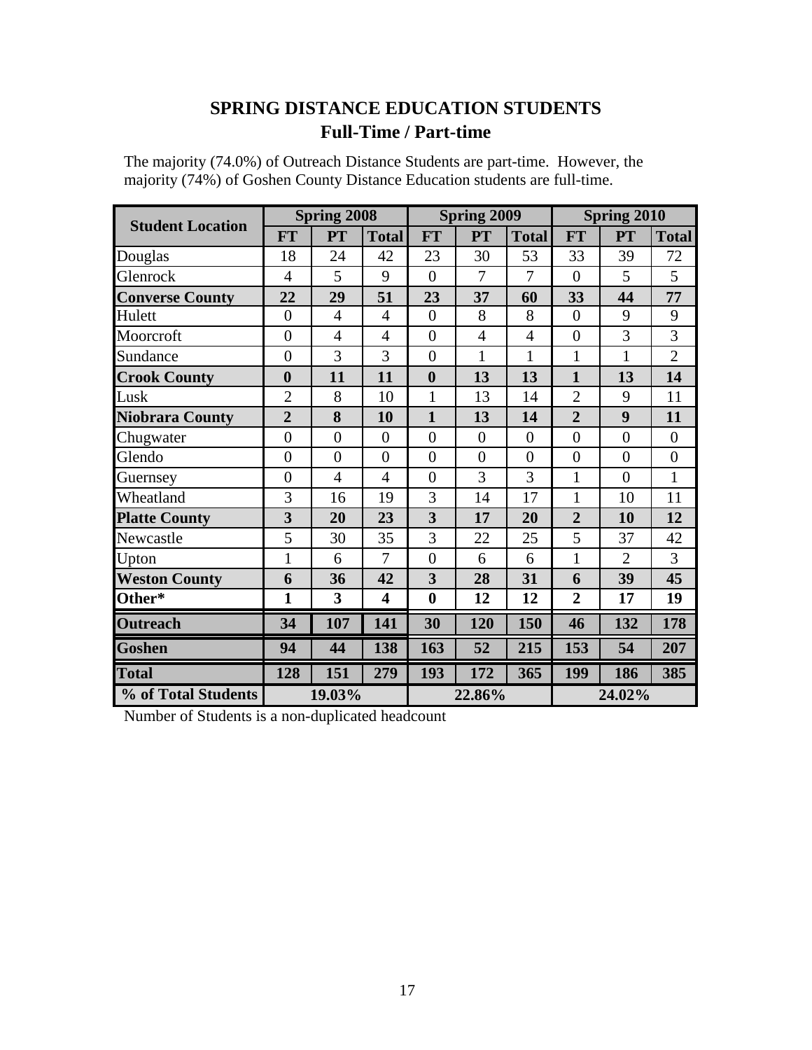# SPRING DISTANCE EDUCATION STUDENTS

## Full-Time / Part-time

The majority (74.0%) of Outreach Distance Students are part-time. However, the majority (74%) of Goshen County Distance Education students are full-time.

| Student Location | Spring 2008 | | | Spring 2009 | | | Spring 2010 | | |
|---|---|---|---|---|---|---|---|---|---|
| | FT | PT | Total | FT | PT | Total | FT | PT | Total |
| Douglas | 18 | 24 | 42 | 23 | 30 | 53 | 33 | 39 | 72 |
| Glenrock | 4 | 5 | 9 | 0 | 7 | 7 | 0 | 5 | 5 |
| **Converse County** | **22** | **29** | **51** | **23** | **37** | **60** | **33** | **44** | **77** |
| Hulett | 0 | 4 | 4 | 0 | 8 | 8 | 0 | 9 | 9 |
| Moorcroft | 0 | 4 | 4 | 0 | 4 | 4 | 0 | 3 | 3 |
| Sundance | 0 | 3 | 3 | 0 | 1 | 1 | 1 | 1 | 2 |
| **Crook County** | **0** | **11** | **11** | **0** | **13** | **13** | **1** | **13** | **14** |
| Lusk | 2 | 8 | 10 | 1 | 13 | 14 | 2 | 9 | 11 |
| **Niobrara County** | **2** | **8** | **10** | **1** | **13** | **14** | **2** | **9** | **11** |
| Chugwater | 0 | 0 | 0 | 0 | 0 | 0 | 0 | 0 | 0 |
| Glendo | 0 | 0 | 0 | 0 | 0 | 0 | 0 | 0 | 0 |
| Guernsey | 0 | 4 | 4 | 0 | 3 | 3 | 1 | 0 | 1 |
| Wheatland | 3 | 16 | 19 | 3 | 14 | 17 | 1 | 10 | 11 |
| **Platte County** | **3** | **20** | **23** | **3** | **17** | **20** | **2** | **10** | **12** |
| Newcastle | 5 | 30 | 35 | 3 | 22 | 25 | 5 | 37 | 42 |
| Upton | 1 | 6 | 7 | 0 | 6 | 6 | 1 | 2 | 3 |
| **Weston County** | **6** | **36** | **42** | **3** | **28** | **31** | **6** | **39** | **45** |
| **Other*** | **1** | **3** | **4** | **0** | **12** | **12** | **2** | **17** | **19** |
| **Outreach** | **34** | **107** | **141** | **30** | **120** | **150** | **46** | **132** | **178** |
| **Goshen** | **94** | **44** | **138** | **163** | **52** | **215** | **153** | **54** | **207** |
| **Total** | **128** | **151** | **279** | **193** | **172** | **365** | **199** | **186** | **385** |
| **% of Total Students** | **19.03%** | | | **22.86%** | | | **24.02%** | | |

Number of Students is a non-duplicated headcount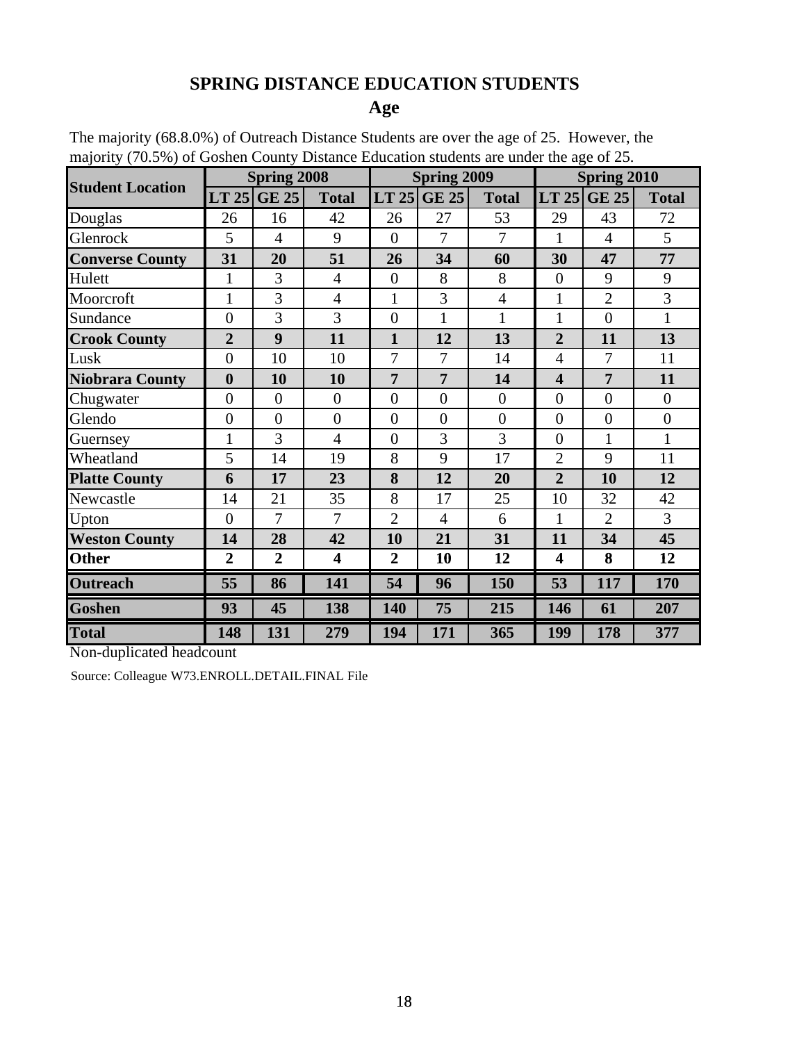## SPRING DISTANCE EDUCATION STUDENTS

### Age

The majority (68.8.0%) of Outreach Distance Students are over the age of 25. However, the majority (70.5%) of Goshen County Distance Education students are under the age of 25.

| Student Location | Spring 2008 | | | Spring 2009 | | | Spring 2010 | | |
|---|---|---|---|---|---|---|---|---|---|
| | LT 25 | GE 25 | Total | LT 25 | GE 25 | Total | LT 25 | GE 25 | Total |
| Douglas | 26 | 16 | 42 | 26 | 27 | 53 | 29 | 43 | 72 |
| Glenrock | 5 | 4 | 9 | 0 | 7 | 7 | 1 | 4 | 5 |
| **Converse County** | **31** | **20** | **51** | **26** | **34** | **60** | **30** | **47** | **77** |
| Hulett | 1 | 3 | 4 | 0 | 8 | 8 | 0 | 9 | 9 |
| Moorcroft | 1 | 3 | 4 | 1 | 3 | 4 | 1 | 2 | 3 |
| Sundance | 0 | 3 | 3 | 0 | 1 | 1 | 1 | 0 | 1 |
| **Crook County** | **2** | **9** | **11** | **1** | **12** | **13** | **2** | **11** | **13** |
| Lusk | 0 | 10 | 10 | 7 | 7 | 14 | 4 | 7 | 11 |
| **Niobrara County** | **0** | **10** | **10** | **7** | **7** | **14** | **4** | **7** | **11** |
| Chugwater | 0 | 0 | 0 | 0 | 0 | 0 | 0 | 0 | 0 |
| Glendo | 0 | 0 | 0 | 0 | 0 | 0 | 0 | 0 | 0 |
| Guernsey | 1 | 3 | 4 | 0 | 3 | 3 | 0 | 1 | 1 |
| Wheatland | 5 | 14 | 19 | 8 | 9 | 17 | 2 | 9 | 11 |
| **Platte County** | **6** | **17** | **23** | **8** | **12** | **20** | **2** | **10** | **12** |
| Newcastle | 14 | 21 | 35 | 8 | 17 | 25 | 10 | 32 | 42 |
| Upton | 0 | 7 | 7 | 2 | 4 | 6 | 1 | 2 | 3 |
| **Weston County** | **14** | **28** | **42** | **10** | **21** | **31** | **11** | **34** | **45** |
| **Other** | **2** | **2** | **4** | **2** | **10** | **12** | **4** | **8** | **12** |
| **Outreach** | **55** | **86** | **141** | **54** | **96** | **150** | **53** | **117** | **170** |
| **Goshen** | **93** | **45** | **138** | **140** | **75** | **215** | **146** | **61** | **207** |
| **Total** | **148** | **131** | **279** | **194** | **171** | **365** | **199** | **178** | **377** |

Non-duplicated headcount

Source: Colleague W73.ENROLL.DETAIL.FINAL File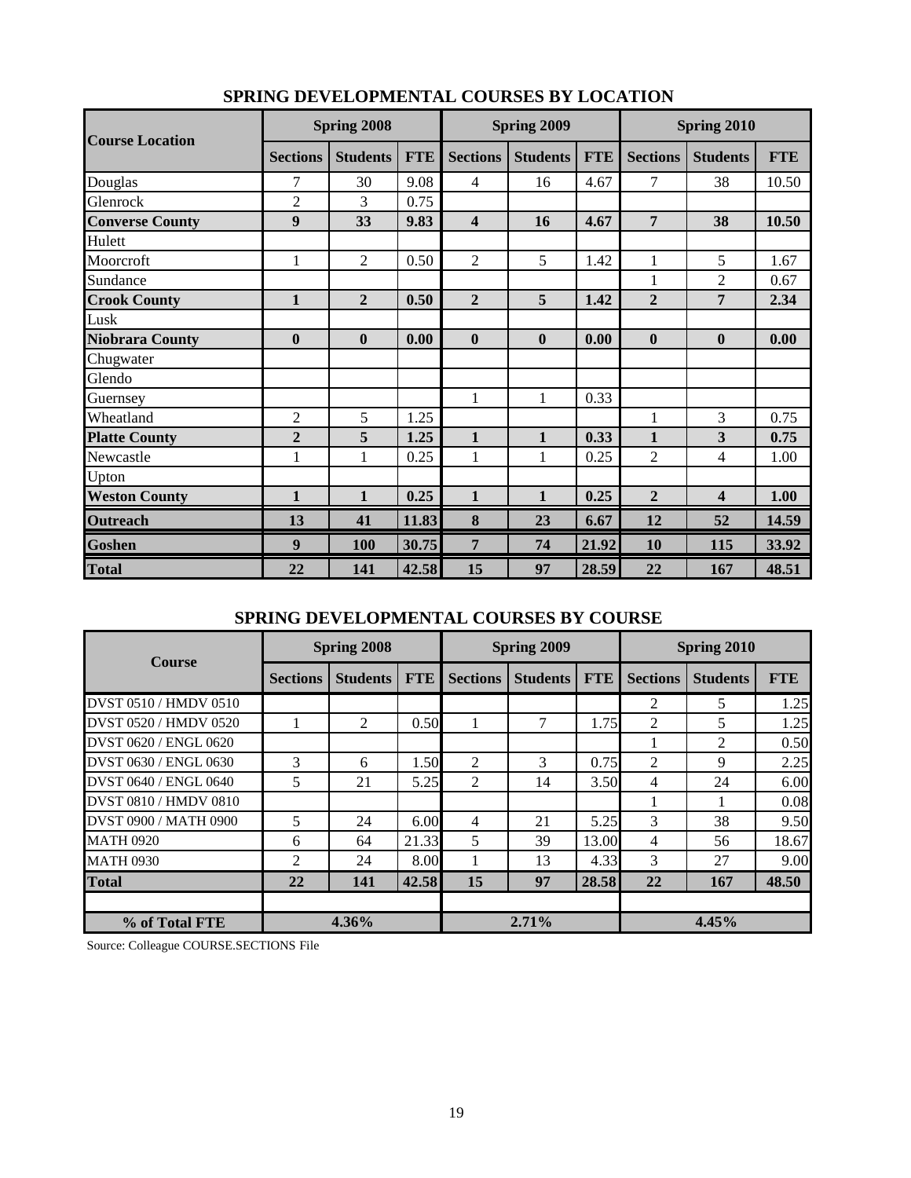## SPRING DEVELOPMENTAL COURSES BY LOCATION

| Course Location | Spring 2008 | | | Spring 2009 | | | Spring 2010 | | |
|---|---|---|---|---|---|---|---|---|---|
| | Sections | Students | FTE | Sections | Students | FTE | Sections | Students | FTE |
| Douglas | 7 | 30 | 9.08 | 4 | 16 | 4.67 | 7 | 38 | 10.50 |
| Glenrock | 2 | 3 | 0.75 | | | | | | |
| **Converse County** | **9** | **33** | **9.83** | **4** | **16** | **4.67** | **7** | **38** | **10.50** |
| Hulett | | | | | | | | | |
| Moorcroft | 1 | 2 | 0.50 | 2 | 5 | 1.42 | 1 | 5 | 1.67 |
| Sundance | | | | | | | 1 | 2 | 0.67 |
| **Crook County** | **1** | **2** | **0.50** | **2** | **5** | **1.42** | **2** | **7** | **2.34** |
| Lusk | | | | | | | | | |
| **Niobrara County** | **0** | **0** | **0.00** | **0** | **0** | **0.00** | **0** | **0** | **0.00** |
| Chugwater | | | | | | | | | |
| Glendo | | | | | | | | | |
| Guernsey | | | | 1 | 1 | 0.33 | | | |
| Wheatland | 2 | 5 | 1.25 | | | | 1 | 3 | 0.75 |
| **Platte County** | **2** | **5** | **1.25** | **1** | **1** | **0.33** | **1** | **3** | **0.75** |
| Newcastle | 1 | 1 | 0.25 | 1 | 1 | 0.25 | 2 | 4 | 1.00 |
| Upton | | | | | | | | | |
| **Weston County** | **1** | **1** | **0.25** | **1** | **1** | **0.25** | **2** | **4** | **1.00** |
| **Outreach** | **13** | **41** | **11.83** | **8** | **23** | **6.67** | **12** | **52** | **14.59** |
| **Goshen** | **9** | **100** | **30.75** | **7** | **74** | **21.92** | **10** | **115** | **33.92** |
| **Total** | **22** | **141** | **42.58** | **15** | **97** | **28.59** | **22** | **167** | **48.51** |

## SPRING DEVELOPMENTAL COURSES BY COURSE

| Course | Spring 2008 | | | Spring 2009 | | | Spring 2010 | | |
|---|---|---|---|---|---|---|---|---|---|
| | Sections | Students | FTE | Sections | Students | FTE | Sections | Students | FTE |
| DVST 0510 / HMDV 0510 | | | | | | | 2 | 5 | 1.25 |
| DVST 0520 / HMDV 0520 | 1 | 2 | 0.50 | 1 | 7 | 1.75 | 2 | 5 | 1.25 |
| DVST 0620 / ENGL 0620 | | | | | | | 1 | 2 | 0.50 |
| DVST 0630 / ENGL 0630 | 3 | 6 | 1.50 | 2 | 3 | 0.75 | 2 | 9 | 2.25 |
| DVST 0640 / ENGL 0640 | 5 | 21 | 5.25 | 2 | 14 | 3.50 | 4 | 24 | 6.00 |
| DVST 0810 / HMDV 0810 | | | | | | | 1 | 1 | 0.08 |
| DVST 0900 / MATH 0900 | 5 | 24 | 6.00 | 4 | 21 | 5.25 | 3 | 38 | 9.50 |
| MATH 0920 | 6 | 64 | 21.33 | 5 | 39 | 13.00 | 4 | 56 | 18.67 |
| MATH 0930 | 2 | 24 | 8.00 | 1 | 13 | 4.33 | 3 | 27 | 9.00 |
| **Total** | **22** | **141** | **42.58** | **15** | **97** | **28.58** | **22** | **167** | **48.50** |
| | | | | | | | | | |
| **% of Total FTE** | **4.36%** | | | **2.71%** | | | **4.45%** | | |

Source: Colleague COURSE.SECTIONS File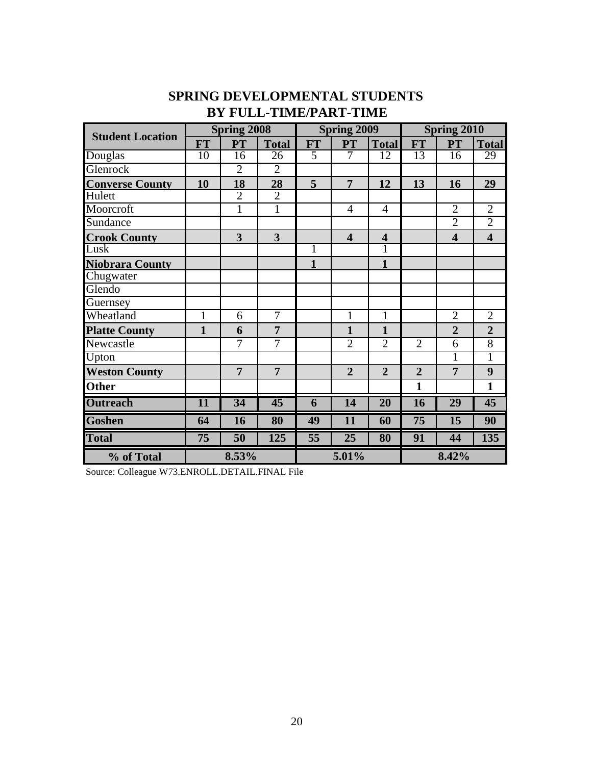## SPRING DEVELOPMENTAL STUDENTS BY FULL-TIME/PART-TIME

| Student Location | Spring 2008 | | | Spring 2009 | | | Spring 2010 | | |
|---|---|---|---|---|---|---|---|---|---|
| | FT | PT | Total | FT | PT | Total | FT | PT | Total |
| Douglas | 10 | 16 | 26 | 5 | 7 | 12 | 13 | 16 | 29 |
| Glenrock | | 2 | 2 | | | | | | |
| **Converse County** | **10** | **18** | **28** | **5** | **7** | **12** | **13** | **16** | **29** |
| Hulett | | 2 | 2 | | | | | | |
| Moorcroft | | 1 | 1 | | 4 | 4 | | 2 | 2 |
| Sundance | | | | | | | | 2 | 2 |
| **Crook County** | | **3** | **3** | | **4** | **4** | | **4** | **4** |
| Lusk | | | | 1 | | 1 | | | |
| **Niobrara County** | | | | **1** | | **1** | | | |
| Chugwater | | | | | | | | | |
| Glendo | | | | | | | | | |
| Guernsey | | | | | | | | | |
| Wheatland | 1 | 6 | 7 | | 1 | 1 | | 2 | 2 |
| **Platte County** | **1** | **6** | **7** | | **1** | **1** | | **2** | **2** |
| Newcastle | | 7 | 7 | | 2 | 2 | 2 | 6 | 8 |
| Upton | | | | | | | | 1 | 1 |
| **Weston County** | | **7** | **7** | | **2** | **2** | **2** | **7** | **9** |
| **Other** | | | | | | | **1** | | **1** |
| **Outreach** | **11** | **34** | **45** | **6** | **14** | **20** | **16** | **29** | **45** |
| **Goshen** | **64** | **16** | **80** | **49** | **11** | **60** | **75** | **15** | **90** |
| **Total** | **75** | **50** | **125** | **55** | **25** | **80** | **91** | **44** | **135** |
| **% of Total** | **8.53%** | | | **5.01%** | | | **8.42%** | | |

Source: Colleague W73.ENROLL.DETAIL.FINAL File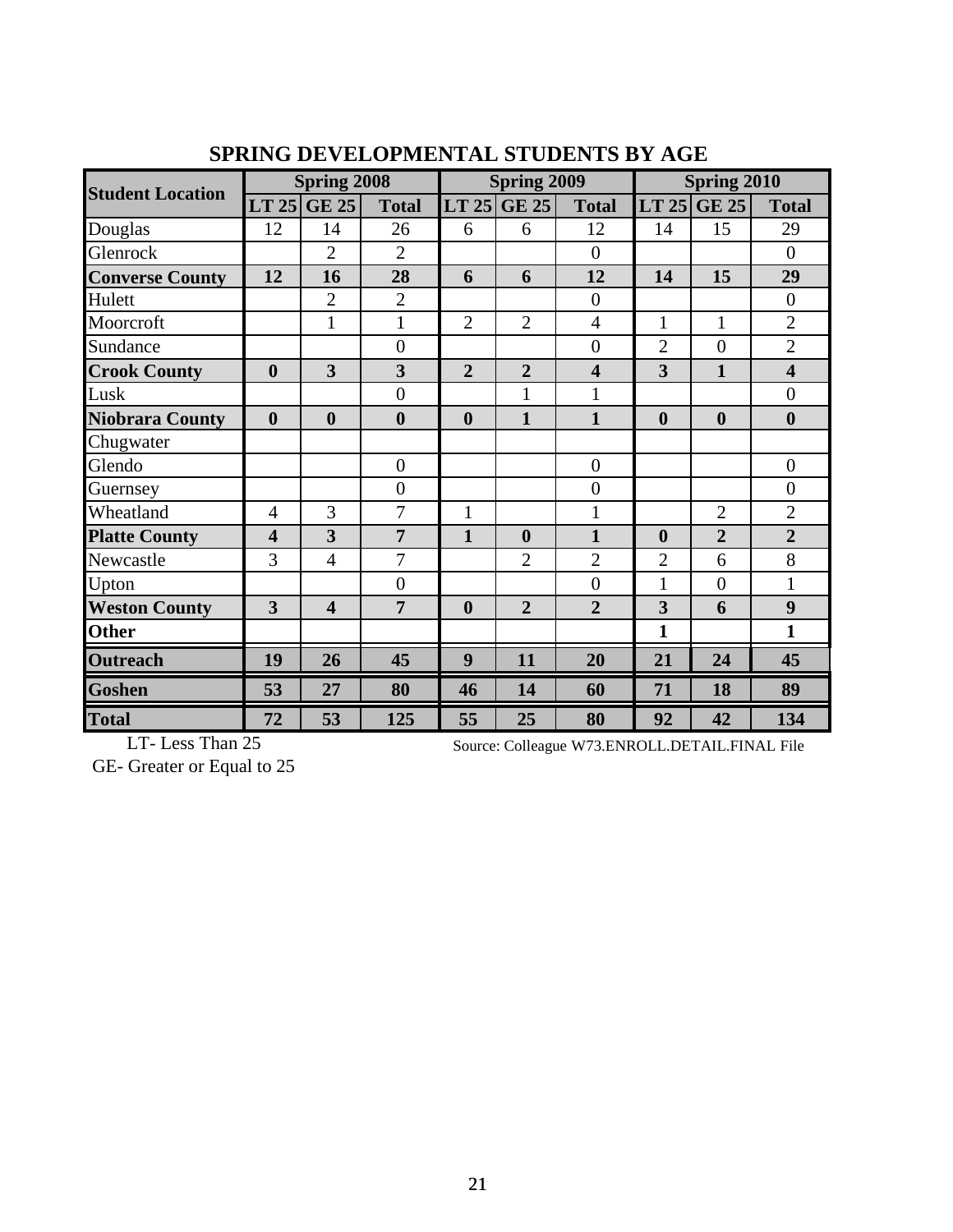## SPRING DEVELOPMENTAL STUDENTS BY AGE

| Student Location | Spring 2008 | | | Spring 2009 | | | Spring 2010 | | |
|---|---|---|---|---|---|---|---|---|---|
| | LT 25 | GE 25 | Total | LT 25 | GE 25 | Total | LT 25 | GE 25 | Total |
| Douglas | 12 | 14 | 26 | 6 | 6 | 12 | 14 | 15 | 29 |
| Glenrock | | 2 | 2 | | | 0 | | | 0 |
| **Converse County** | **12** | **16** | **28** | **6** | **6** | **12** | **14** | **15** | **29** |
| Hulett | | 2 | 2 | | | 0 | | | 0 |
| Moorcroft | | 1 | 1 | 2 | 2 | 4 | 1 | 1 | 2 |
| Sundance | | | 0 | | | 0 | 2 | 0 | 2 |
| **Crook County** | **0** | **3** | **3** | **2** | **2** | **4** | **3** | **1** | **4** |
| Lusk | | | 0 | | 1 | 1 | | | 0 |
| **Niobrara County** | **0** | **0** | **0** | **0** | **1** | **1** | **0** | **0** | **0** |
| Chugwater | | | | | | | | | |
| Glendo | | | 0 | | | 0 | | | 0 |
| Guernsey | | | 0 | | | 0 | | | 0 |
| Wheatland | 4 | 3 | 7 | 1 | | 1 | | 2 | 2 |
| **Platte County** | **4** | **3** | **7** | **1** | **0** | **1** | **0** | **2** | **2** |
| Newcastle | 3 | 4 | 7 | | 2 | 2 | 2 | 6 | 8 |
| Upton | | | 0 | | | 0 | 1 | 0 | 1 |
| **Weston County** | **3** | **4** | **7** | **0** | **2** | **2** | **3** | **6** | **9** |
| **Other** | | | | | | | **1** | | **1** |
| **Outreach** | **19** | **26** | **45** | **9** | **11** | **20** | **21** | **24** | **45** |
| **Goshen** | **53** | **27** | **80** | **46** | **14** | **60** | **71** | **18** | **89** |
| **Total** | **72** | **53** | **125** | **55** | **25** | **80** | **92** | **42** | **134** |

LT- Less Than 25
GE- Greater or Equal to 25

Source: Colleague W73.ENROLL.DETAIL.FINAL File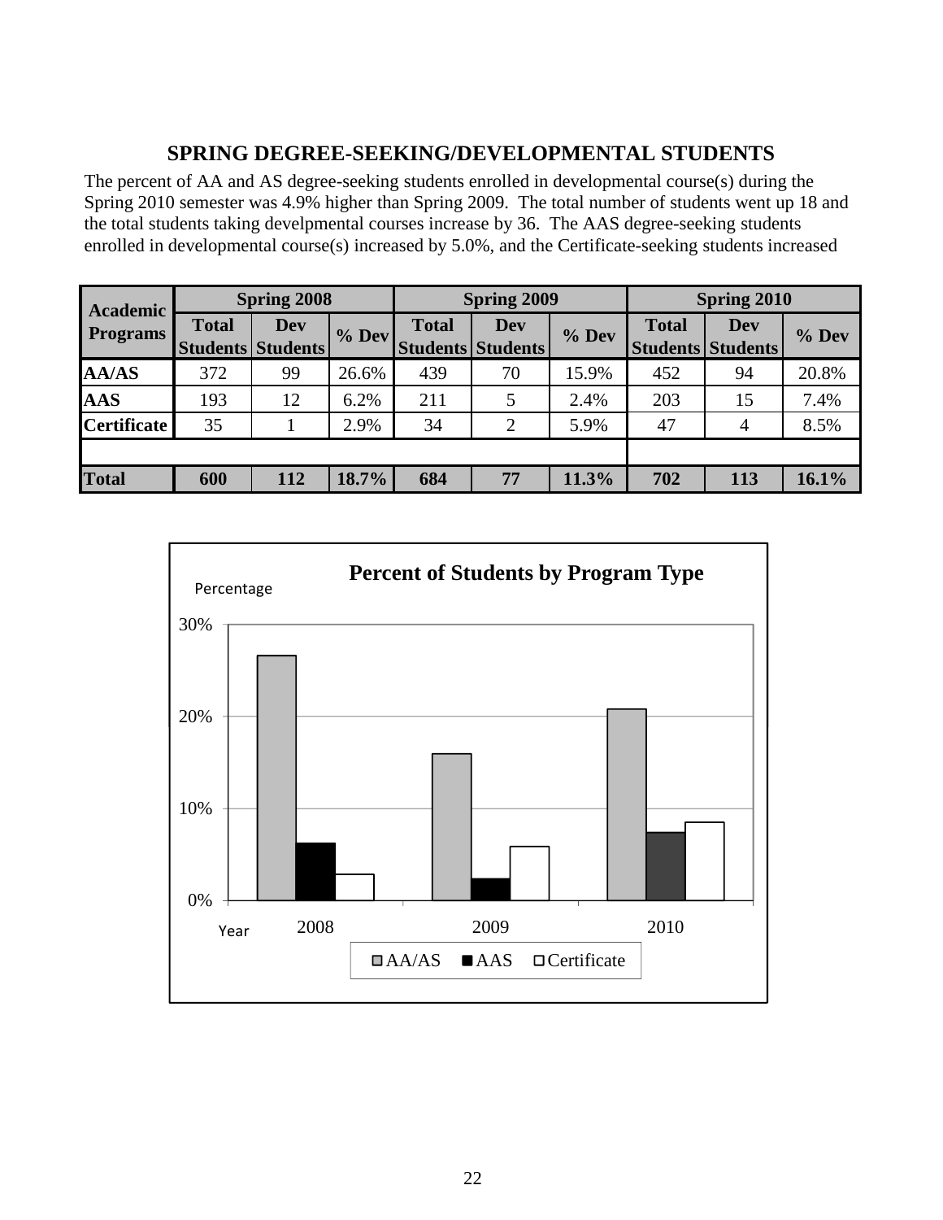## SPRING DEGREE-SEEKING/DEVELOPMENTAL STUDENTS

The percent of AA and AS degree-seeking students enrolled in developmental course(s) during the Spring 2010 semester was 4.9% higher than Spring 2009. The total number of students went up 18 and the total students taking develpmental courses increase by 36. The AAS degree-seeking students enrolled in developmental course(s) increased by 5.0%, and the Certificate-seeking students increased

| Academic Programs | Spring 2008 | | | Spring 2009 | | | Spring 2010 | | |
|---|---|---|---|---|---|---|---|---|---|
| | Total Students | Dev Students | % Dev | Total Students | Dev Students | % Dev | Total Students | Dev Students | % Dev |
| **AA/AS** | 372 | 99 | 26.6% | 439 | 70 | 15.9% | 452 | 94 | 20.8% |
| **AAS** | 193 | 12 | 6.2% | 211 | 5 | 2.4% | 203 | 15 | 7.4% |
| **Certificate** | 35 | 1 | 2.9% | 34 | 2 | 5.9% | 47 | 4 | 8.5% |
| | | | | | | | | | |
| **Total** | **600** | **112** | **18.7%** | **684** | **77** | **11.3%** | **702** | **113** | **16.1%** |

Percent of Students by Program Type

Percentage

30%

20%

10%

0%

Year

2008

2009

2010

AA/AS AAS Certificate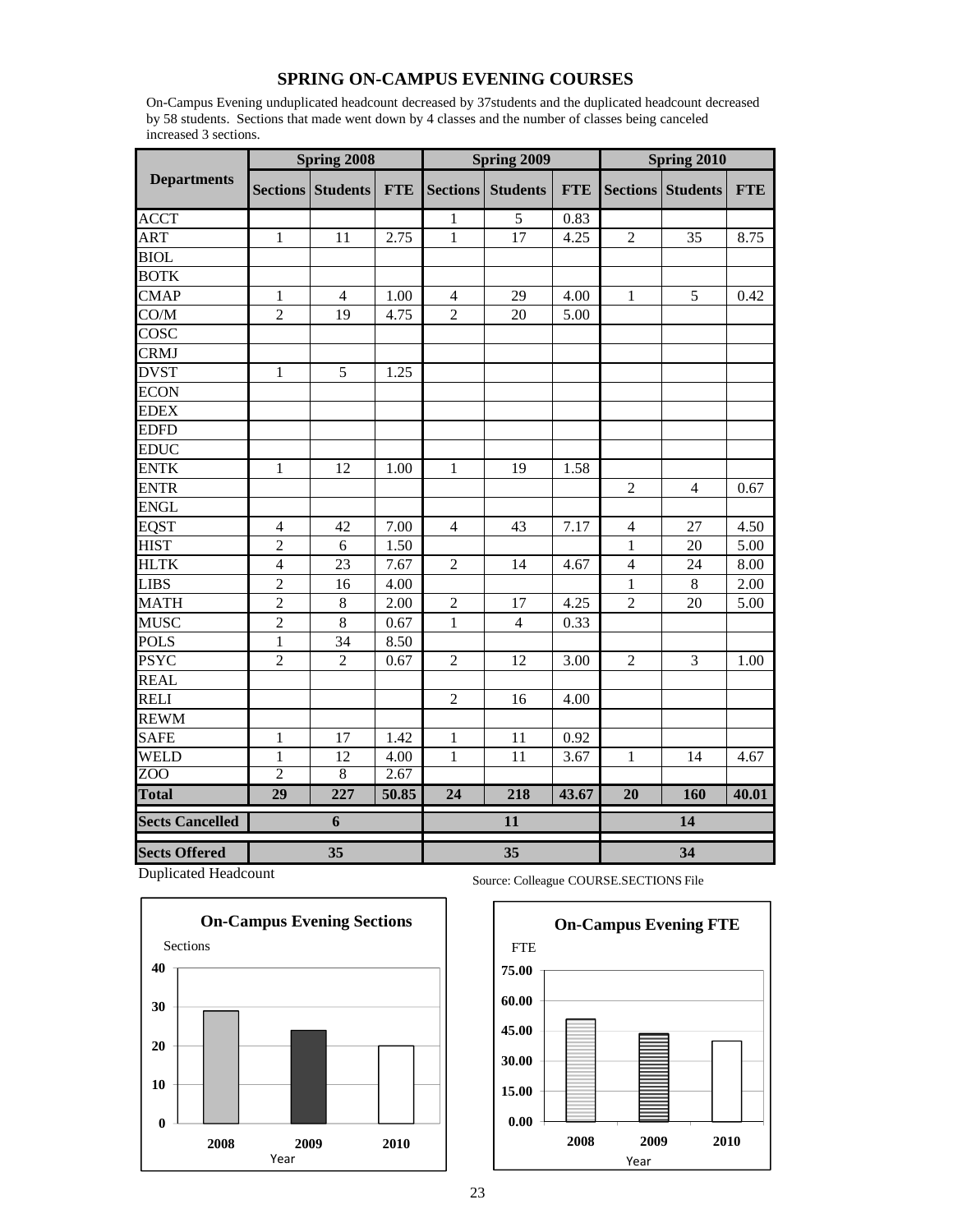## SPRING ON-CAMPUS EVENING COURSES

On-Campus Evening unduplicated headcount decreased by 37students and the duplicated headcount decreased by 58 students. Sections that made went down by 4 classes and the number of classes being canceled increased 3 sections.

| Departments | Spring 2008 | | | Spring 2009 | | | Spring 2010 | | |
|---|---|---|---|---|---|---|---|---|---|
| | Sections | Students | FTE | Sections | Students | FTE | Sections | Students | FTE |
| ACCT | | | | 1 | 5 | 0.83 | | | |
| ART | 1 | 11 | 2.75 | 1 | 17 | 4.25 | 2 | 35 | 8.75 |
| BIOL | | | | | | | | | |
| BOTK | | | | | | | | | |
| CMAP | 1 | 4 | 1.00 | 4 | 29 | 4.00 | 1 | 5 | 0.42 |
| CO/M | 2 | 19 | 4.75 | 2 | 20 | 5.00 | | | |
| COSC | | | | | | | | | |
| CRMJ | | | | | | | | | |
| DVST | 1 | 5 | 1.25 | | | | | | |
| ECON | | | | | | | | | |
| EDEX | | | | | | | | | |
| EDFD | | | | | | | | | |
| EDUC | | | | | | | | | |
| ENTK | 1 | 12 | 1.00 | 1 | 19 | 1.58 | | | |
| ENTR | | | | | | | 2 | 4 | 0.67 |
| ENGL | | | | | | | | | |
| EQST | 4 | 42 | 7.00 | 4 | 43 | 7.17 | 4 | 27 | 4.50 |
| HIST | 2 | 6 | 1.50 | | | | 1 | 20 | 5.00 |
| HLTK | 4 | 23 | 7.67 | 2 | 14 | 4.67 | 4 | 24 | 8.00 |
| LIBS | 2 | 16 | 4.00 | | | | 1 | 8 | 2.00 |
| MATH | 2 | 8 | 2.00 | 2 | 17 | 4.25 | 2 | 20 | 5.00 |
| MUSC | 2 | 8 | 0.67 | 1 | 4 | 0.33 | | | |
| POLS | 1 | 34 | 8.50 | | | | | | |
| PSYC | 2 | 2 | 0.67 | 2 | 12 | 3.00 | 2 | 3 | 1.00 |
| REAL | | | | | | | | | |
| RELI | | | | 2 | 16 | 4.00 | | | |
| REWM | | | | | | | | | |
| SAFE | 1 | 17 | 1.42 | 1 | 11 | 0.92 | | | |
| WELD | 1 | 12 | 4.00 | 1 | 11 | 3.67 | 1 | 14 | 4.67 |
| ZOO | 2 | 8 | 2.67 | | | | | | |
| **Total** | **29** | **227** | **50.85** | **24** | **218** | **43.67** | **20** | **160** | **40.01** |
| **Sects Cancelled** | **6** | | | **11** | | | **14** | | |
| **Sects Offered** | **35** | | | **35** | | | **34** | | |

Duplicated Headcount

Source: Colleague COURSE.SECTIONS File

**On-Campus Evening Sections**

Sections

40
30
20
10
0

2008 2009 2010

Year

**On-Campus Evening FTE**

FTE

75.00
60.00
45.00
30.00
15.00
0.00

2008 2009 2010

Year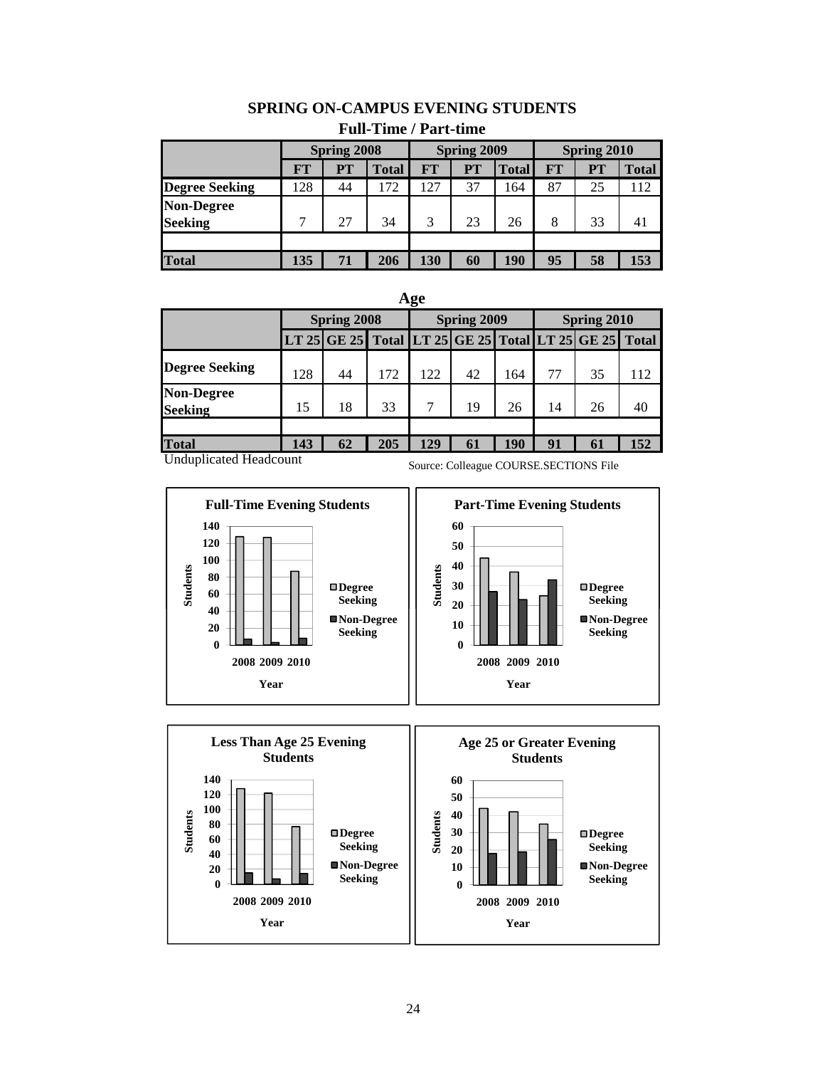## SPRING ON-CAMPUS EVENING STUDENTS

### Full-Time / Part-time

| | Spring 2008 | | | Spring 2009 | | | Spring 2010 | | |
|---|---|---|---|---|---|---|---|---|---|
| | FT | PT | Total | FT | PT | Total | FT | PT | Total |
| Degree Seeking | 128 | 44 | 172 | 127 | 37 | 164 | 87 | 25 | 112 |
| Non-Degree Seeking | 7 | 27 | 34 | 3 | 23 | 26 | 8 | 33 | 41 |
| | | | | | | | | | |
| **Total** | **135** | **71** | **206** | **130** | **60** | **190** | **95** | **58** | **153** |

### Age

| | Spring 2008 | | | Spring 2009 | | | Spring 2010 | | |
|---|---|---|---|---|---|---|---|---|---|
| | LT 25 | GE 25 | Total | LT 25 | GE 25 | Total | LT 25 | GE 25 | Total |
| Degree Seeking | 128 | 44 | 172 | 122 | 42 | 164 | 77 | 35 | 112 |
| Non-Degree Seeking | 15 | 18 | 33 | 7 | 19 | 26 | 14 | 26 | 40 |
| | | | | | | | | | |
| **Total** | **143** | **62** | **205** | **129** | **61** | **190** | **91** | **61** | **152** |

Unduplicated Headcount

Source: Colleague COURSE.SECTIONS File

**Full-Time Evening Students**

Students

140
120
100
80
60
40
20
0

2008 2009 2010

Year

Degree Seeking
Non-Degree Seeking

**Part-Time Evening Students**

Students

60
50
40
30
20
10
0

2008 2009 2010

Year

Degree Seeking
Non-Degree Seeking

**Less Than Age 25 Evening Students**

Students

140
120
100
80
60
40
20
0

2008 2009 2010

Year

Degree Seeking
Non-Degree Seeking

**Age 25 or Greater Evening Students**

Students

60
50
40
30
20
10
0

2008 2009 2010

Year

Degree Seeking
Non-Degree Seeking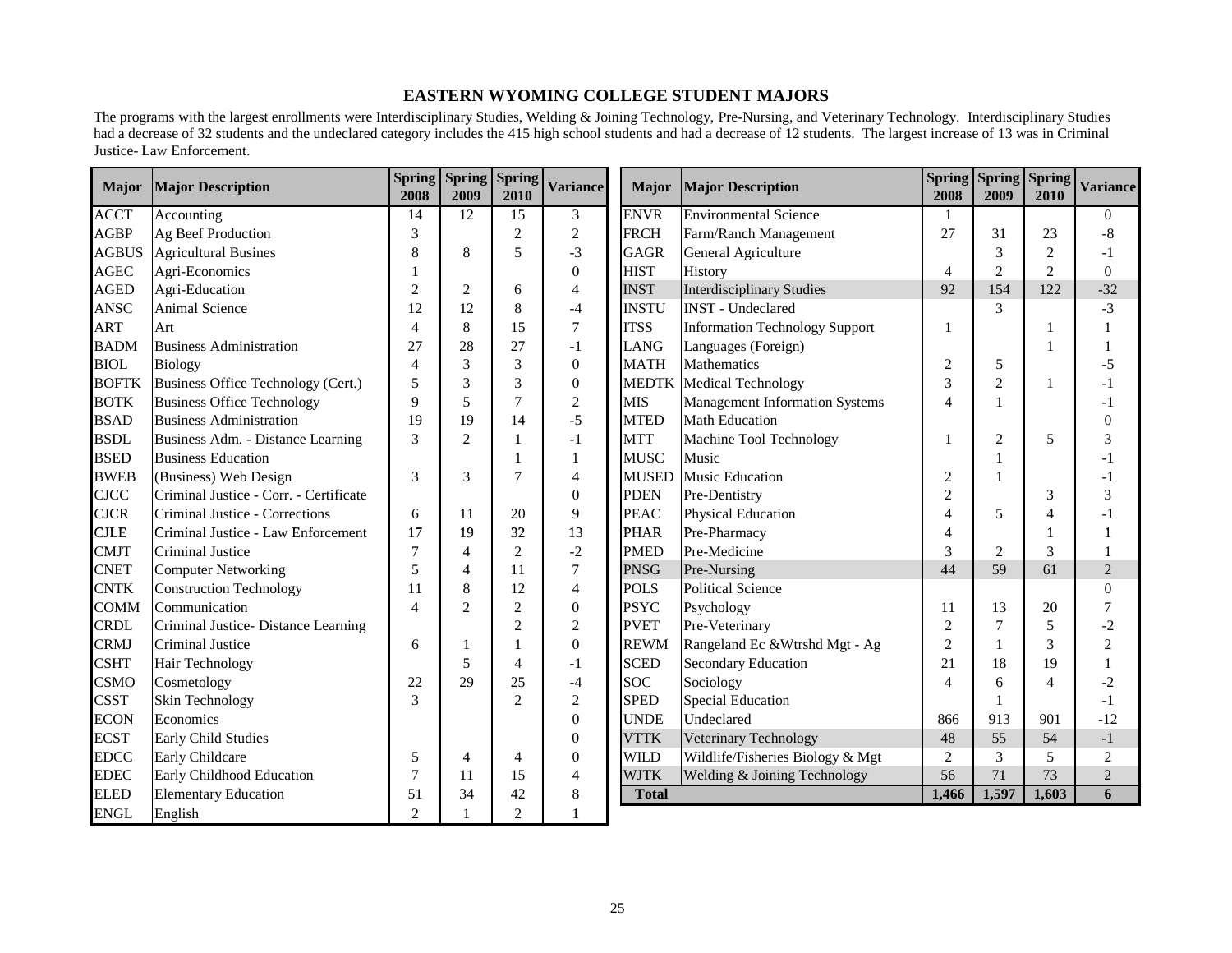# EASTERN WYOMING COLLEGE STUDENT MAJORS

The programs with the largest enrollments were Interdisciplinary Studies, Welding & Joining Technology, Pre-Nursing, and Veterinary Technology. Interdisciplinary Studies had a decrease of 32 students and the undeclared category includes the 415 high school students and had a decrease of 12 students. The largest increase of 13 was in Criminal Justice- Law Enforcement.

| Major | Major Description | Spring 2008 | Spring 2009 | Spring 2010 | Variance |
|---|---|---|---|---|---|
| ACCT | Accounting | 14 | 12 | 15 | 3 |
| AGBP | Ag Beef Production | 3 | | 2 | 2 |
| AGBUS | Agricultural Busines | 8 | 8 | 5 | -3 |
| AGEC | Agri-Economics | 1 | | | 0 |
| AGED | Agri-Education | 2 | 2 | 6 | 4 |
| ANSC | Animal Science | 12 | 12 | 8 | -4 |
| ART | Art | 4 | 8 | 15 | 7 |
| BADM | Business Administration | 27 | 28 | 27 | -1 |
| BIOL | Biology | 4 | 3 | 3 | 0 |
| BOFTK | Business Office Technology (Cert.) | 5 | 3 | 3 | 0 |
| BOTK | Business Office Technology | 9 | 5 | 7 | 2 |
| BSAD | Business Administration | 19 | 19 | 14 | -5 |
| BSDL | Business Adm. - Distance Learning | 3 | 2 | 1 | -1 |
| BSED | Business Education | | | 1 | 1 |
| BWEB | (Business) Web Design | 3 | 3 | 7 | 4 |
| CJCC | Criminal Justice - Corr. - Certificate | | | | 0 |
| CJCR | Criminal Justice - Corrections | 6 | 11 | 20 | 9 |
| CJLE | Criminal Justice - Law Enforcement | 17 | 19 | 32 | 13 |
| CMJT | Criminal Justice | 7 | 4 | 2 | -2 |
| CNET | Computer Networking | 5 | 4 | 11 | 7 |
| CNTK | Construction Technology | 11 | 8 | 12 | 4 |
| COMM | Communication | 4 | 2 | 2 | 0 |
| CRDL | Criminal Justice- Distance Learning | | | 2 | 2 |
| CRMJ | Criminal Justice | 6 | 1 | 1 | 0 |
| CSHT | Hair Technology | | 5 | 4 | -1 |
| CSMO | Cosmetology | 22 | 29 | 25 | -4 |
| CSST | Skin Technology | 3 | | 2 | 2 |
| ECON | Economics | | | | 0 |
| ECST | Early Child Studies | | | | 0 |
| EDCC | Early Childcare | 5 | 4 | 4 | 0 |
| EDEC | Early Childhood Education | 7 | 11 | 15 | 4 |
| ELED | Elementary Education | 51 | 34 | 42 | 8 |
| ENGL | English | 2 | 1 | 2 | 1 |
| ENVR | Environmental Science | 1 | | | 0 |
| FRCH | Farm/Ranch Management | 27 | 31 | 23 | -8 |
| GAGR | General Agriculture | | 3 | 2 | -1 |
| HIST | History | 4 | 2 | 2 | 0 |
| INST | Interdisciplinary Studies | 92 | 154 | 122 | -32 |
| INSTU | INST - Undeclared | | 3 | | -3 |
| ITSS | Information Technology Support | 1 | | 1 | 1 |
| LANG | Languages (Foreign) | | | 1 | 1 |
| MATH | Mathematics | 2 | 5 | | -5 |
| MEDTK | Medical Technology | 3 | 2 | 1 | -1 |
| MIS | Management Information Systems | 4 | 1 | | -1 |
| MTED | Math Education | | | | 0 |
| MTT | Machine Tool Technology | 1 | 2 | 5 | 3 |
| MUSC | Music | | 1 | | -1 |
| MUSED | Music Education | 2 | 1 | | -1 |
| PDEN | Pre-Dentistry | 2 | | 3 | 3 |
| PEAC | Physical Education | 4 | 5 | 4 | -1 |
| PHAR | Pre-Pharmacy | 4 | | 1 | 1 |
| PMED | Pre-Medicine | 3 | 2 | 3 | 1 |
| PNSG | Pre-Nursing | 44 | 59 | 61 | 2 |
| POLS | Political Science | | | | 0 |
| PSYC | Psychology | 11 | 13 | 20 | 7 |
| PVET | Pre-Veterinary | 2 | 7 | 5 | -2 |
| REWM | Rangeland Ec &Wtrshd Mgt - Ag | 2 | 1 | 3 | 2 |
| SCED | Secondary Education | 21 | 18 | 19 | 1 |
| SOC | Sociology | 4 | 6 | 4 | -2 |
| SPED | Special Education | | 1 | | -1 |
| UNDE | Undeclared | 866 | 913 | 901 | -12 |
| VTTK | Veterinary Technology | 48 | 55 | 54 | -1 |
| WILD | Wildlife/Fisheries Biology & Mgt | 2 | 3 | 5 | 2 |
| WJTK | Welding & Joining Technology | 56 | 71 | 73 | 2 |
| **Total** | | **1,466** | **1,597** | **1,603** | **6** |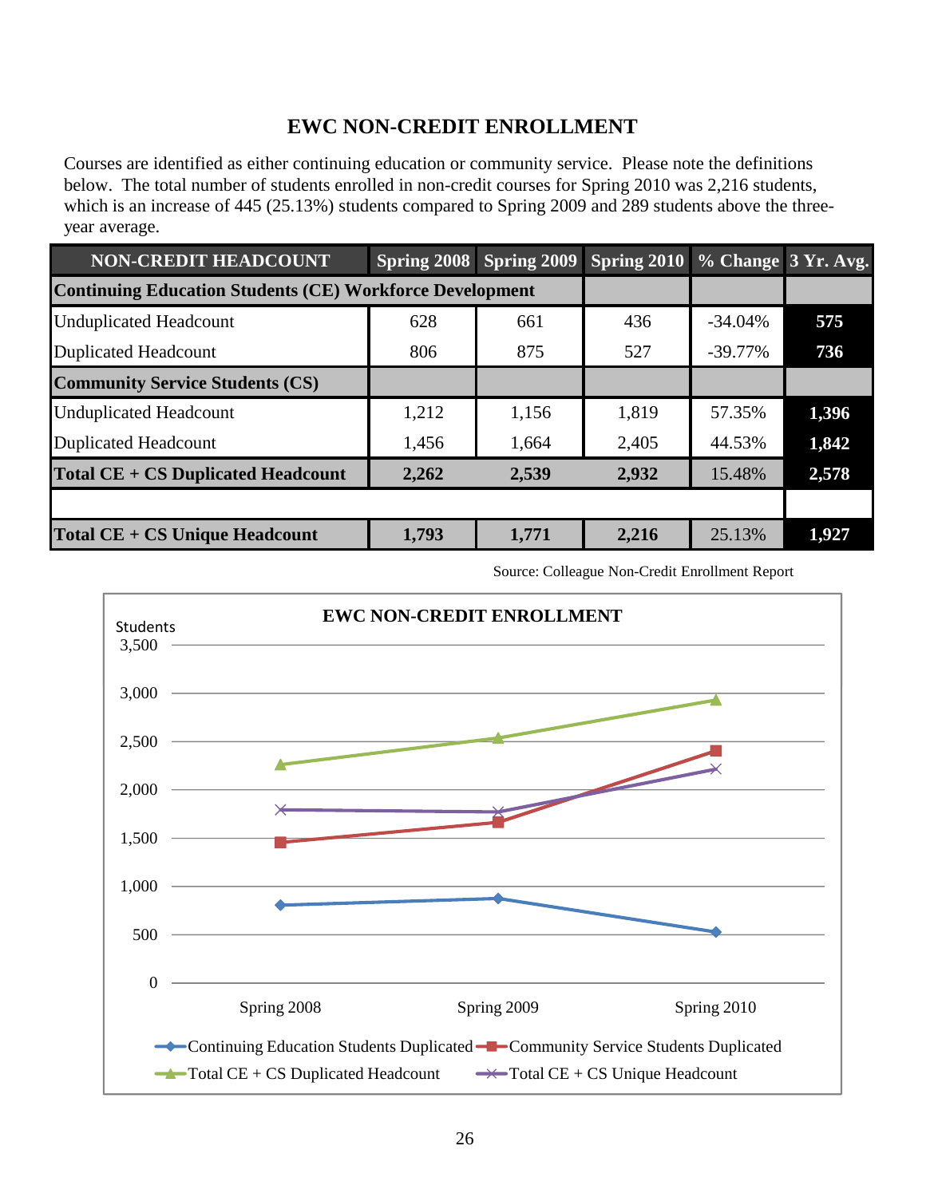# EWC NON-CREDIT ENROLLMENT

Courses are identified as either continuing education or community service. Please note the definitions below. The total number of students enrolled in non-credit courses for Spring 2010 was 2,216 students, which is an increase of 445 (25.13%) students compared to Spring 2009 and 289 students above the three-year average.

| NON-CREDIT HEADCOUNT | Spring 2008 | Spring 2009 | Spring 2010 | % Change | 3 Yr. Avg. |
|---|---|---|---|---|---|
| **Continuing Education Students (CE) Workforce Development** | | | | | |
| Unduplicated Headcount | 628 | 661 | 436 | -34.04% | **575** |
| Duplicated Headcount | 806 | 875 | 527 | -39.77% | **736** |
| **Community Service Students (CS)** | | | | | |
| Unduplicated Headcount | 1,212 | 1,156 | 1,819 | 57.35% | **1,396** |
| Duplicated Headcount | 1,456 | 1,664 | 2,405 | 44.53% | **1,842** |
| **Total CE + CS Duplicated Headcount** | **2,262** | **2,539** | **2,932** | 15.48% | **2,578** |
| | | | | | |
| **Total CE + CS Unique Headcount** | **1,793** | **1,771** | **2,216** | 25.13% | **1,927** |

Source: Colleague Non-Credit Enrollment Report

EWC NON-CREDIT ENROLLMENT

Students

3,500

3,000

2,500

2,000

1,500

1,000

500

0

Spring 2008

Spring 2009

Spring 2010

Continuing Education Students Duplicated

Community Service Students Duplicated

Total CE + CS Duplicated Headcount

Total CE + CS Unique Headcount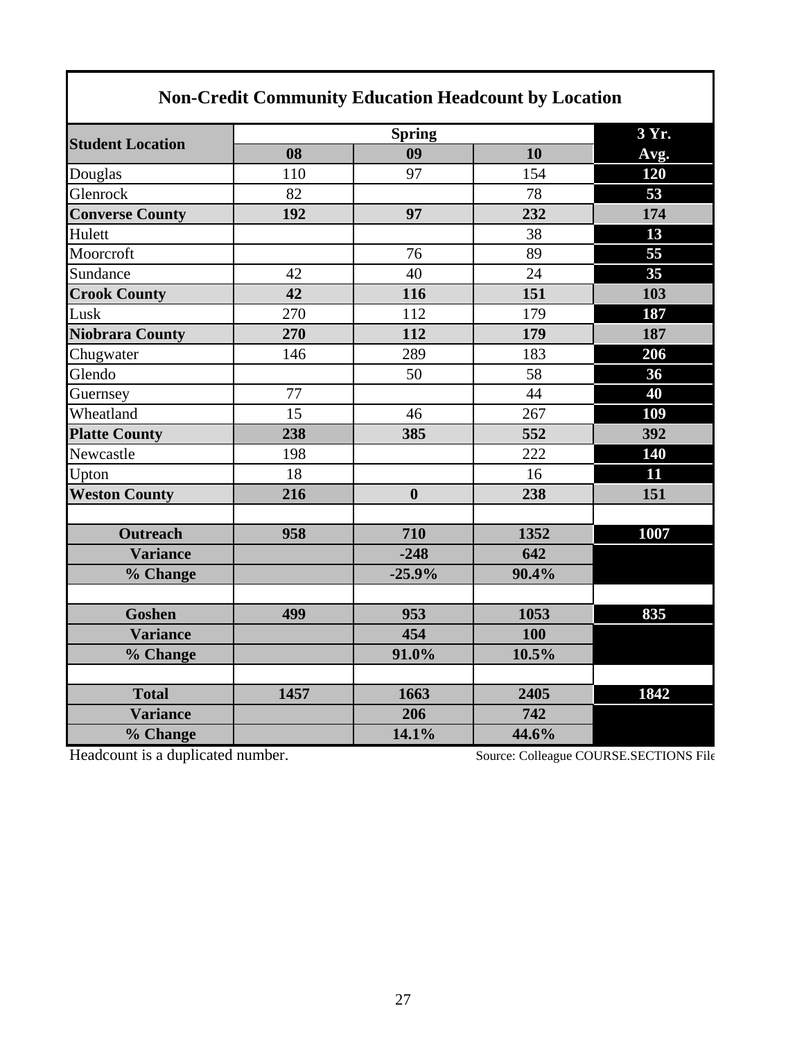## Non-Credit Community Education Headcount by Location

| Student Location | Spring | | | 3 Yr. |
|---|---|---|---|---|
| | 08 | 09 | 10 | Avg. |
| Douglas | 110 | 97 | 154 | **120** |
| Glenrock | 82 | | 78 | **53** |
| **Converse County** | **192** | **97** | **232** | **174** |
| Hulett | | | 38 | **13** |
| Moorcroft | | 76 | 89 | **55** |
| Sundance | 42 | 40 | 24 | **35** |
| **Crook County** | **42** | **116** | **151** | **103** |
| Lusk | 270 | 112 | 179 | **187** |
| **Niobrara County** | **270** | **112** | **179** | **187** |
| Chugwater | 146 | 289 | 183 | **206** |
| Glendo | | 50 | 58 | **36** |
| Guernsey | 77 | | 44 | **40** |
| Wheatland | 15 | 46 | 267 | **109** |
| **Platte County** | **238** | **385** | **552** | **392** |
| Newcastle | 198 | | 222 | **140** |
| Upton | 18 | | 16 | **11** |
| **Weston County** | **216** | **0** | **238** | **151** |
| | | | | |
| **Outreach** | **958** | **710** | **1352** | **1007** |
| **Variance** | | **-248** | **642** | |
| **% Change** | | **-25.9%** | **90.4%** | |
| | | | | |
| **Goshen** | **499** | **953** | **1053** | **835** |
| **Variance** | | **454** | **100** | |
| **% Change** | | **91.0%** | **10.5%** | |
| | | | | |
| **Total** | **1457** | **1663** | **2405** | **1842** |
| **Variance** | | **206** | **742** | |
| **% Change** | | **14.1%** | **44.6%** | |

Headcount is a duplicated number.

Source: Colleague COURSE.SECTIONS File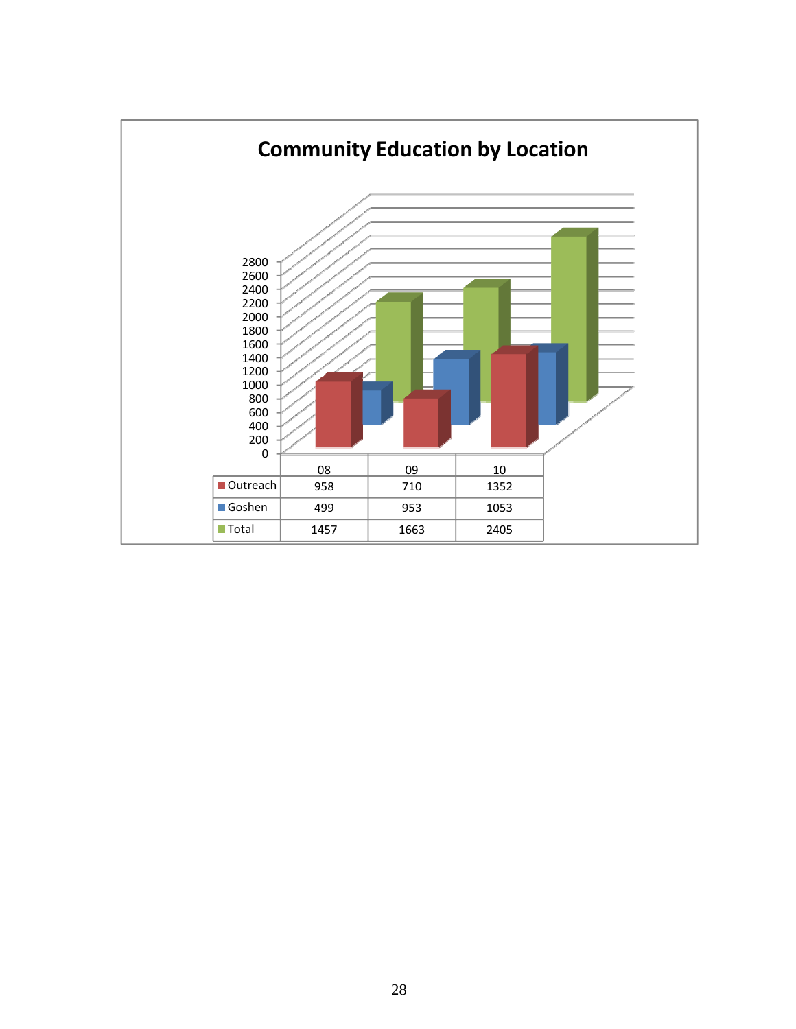# Community Education by Location

| | 08 | 09 | 10 |
|---|---|---|---|
| Outreach | 958 | 710 | 1352 |
| Goshen | 499 | 953 | 1053 |
| Total | 1457 | 1663 | 2405 |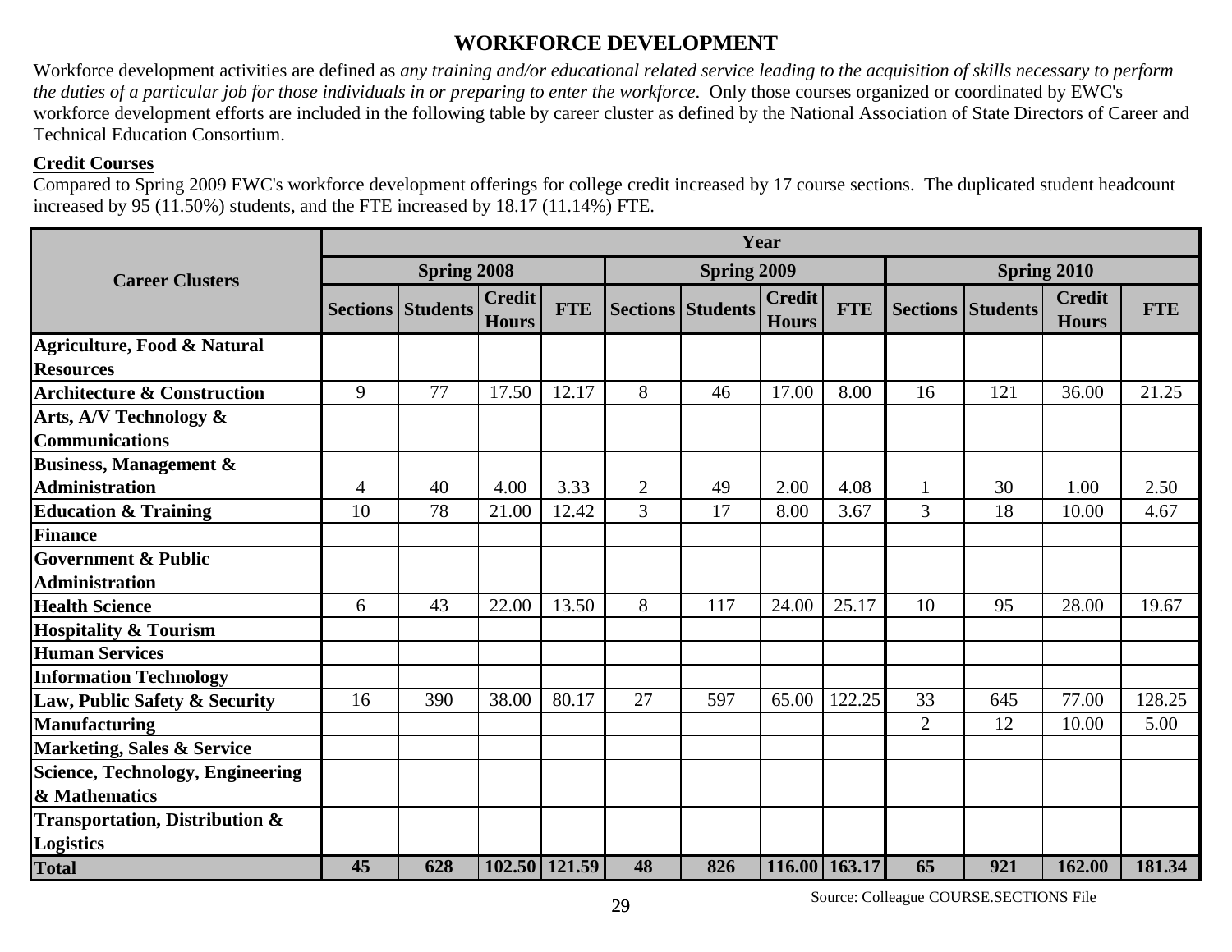## WORKFORCE DEVELOPMENT

Workforce development activities are defined as *any training and/or educational related service leading to the acquisition of skills necessary to perform the duties of a particular job for those individuals in or preparing to enter the workforce*. Only those courses organized or coordinated by EWC's workforce development efforts are included in the following table by career cluster as defined by the National Association of State Directors of Career and Technical Education Consortium.

**Credit Courses**

Compared to Spring 2009 EWC's workforce development offerings for college credit increased by 17 course sections. The duplicated student headcount increased by 95 (11.50%) students, and the FTE increased by 18.17 (11.14%) FTE.

| Career Clusters | Year | | | | | | | | | | | |
|---|---|---|---|---|---|---|---|---|---|---|---|---|
| | Spring 2008 | | | | Spring 2009 | | | | Spring 2010 | | | |
| | Sections | Students | Credit Hours | FTE | Sections | Students | Credit Hours | FTE | Sections | Students | Credit Hours | FTE |
| **Agriculture, Food & Natural Resources** | | | | | | | | | | | | |
| **Architecture & Construction** | 9 | 77 | 17.50 | 12.17 | 8 | 46 | 17.00 | 8.00 | 16 | 121 | 36.00 | 21.25 |
| **Arts, A/V Technology & Communications** | | | | | | | | | | | | |
| **Business, Management & Administration** | 4 | 40 | 4.00 | 3.33 | 2 | 49 | 2.00 | 4.08 | 1 | 30 | 1.00 | 2.50 |
| **Education & Training** | 10 | 78 | 21.00 | 12.42 | 3 | 17 | 8.00 | 3.67 | 3 | 18 | 10.00 | 4.67 |
| **Finance** | | | | | | | | | | | | |
| **Government & Public Administration** | | | | | | | | | | | | |
| **Health Science** | 6 | 43 | 22.00 | 13.50 | 8 | 117 | 24.00 | 25.17 | 10 | 95 | 28.00 | 19.67 |
| **Hospitality & Tourism** | | | | | | | | | | | | |
| **Human Services** | | | | | | | | | | | | |
| **Information Technology** | | | | | | | | | | | | |
| **Law, Public Safety & Security** | 16 | 390 | 38.00 | 80.17 | 27 | 597 | 65.00 | 122.25 | 33 | 645 | 77.00 | 128.25 |
| **Manufacturing** | | | | | | | | | 2 | 12 | 10.00 | 5.00 |
| **Marketing, Sales & Service** | | | | | | | | | | | | |
| **Science, Technology, Engineering & Mathematics** | | | | | | | | | | | | |
| **Transportation, Distribution & Logistics** | | | | | | | | | | | | |
| **Total** | **45** | **628** | **102.50** | **121.59** | **48** | **826** | **116.00** | **163.17** | **65** | **921** | **162.00** | **181.34** |

Source: Colleague COURSE.SECTIONS File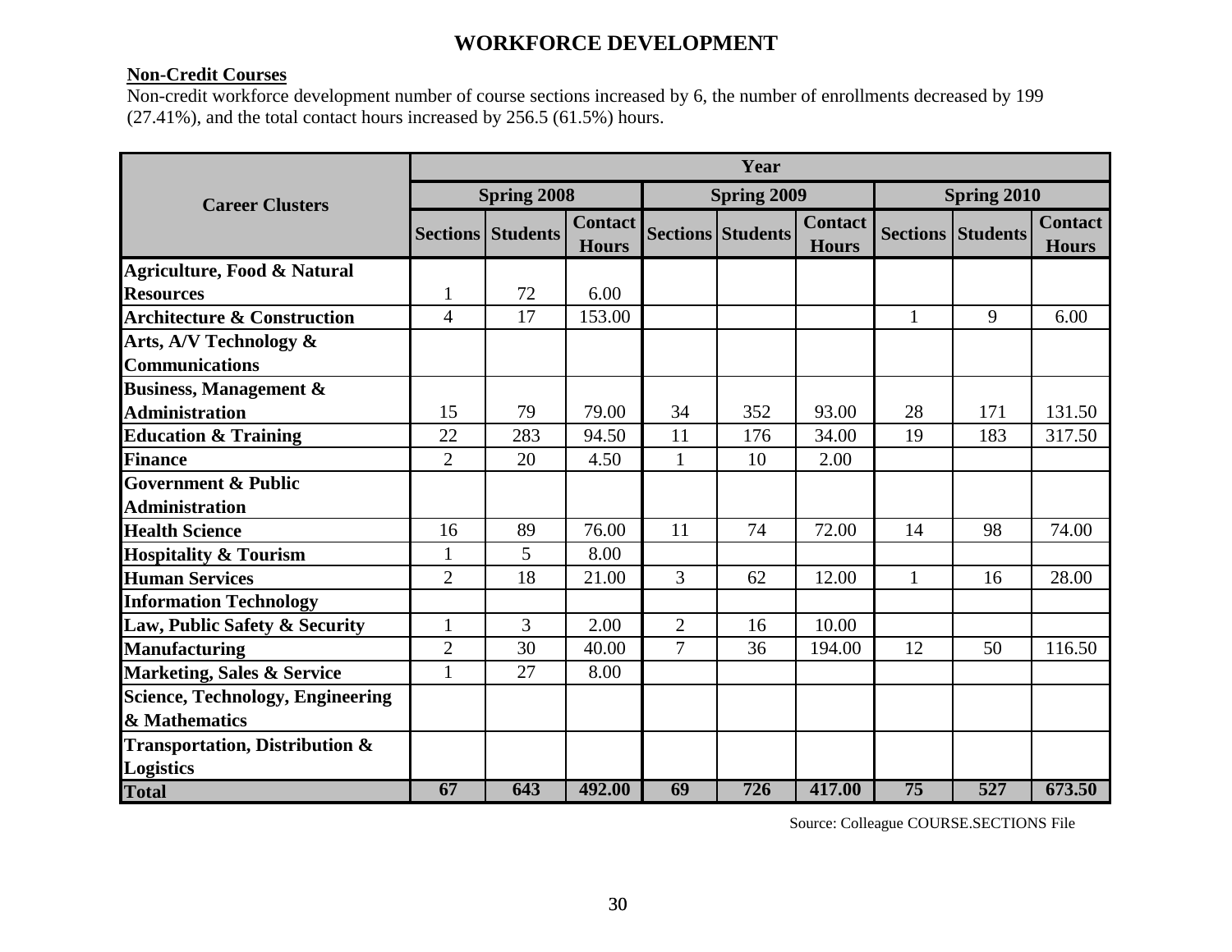# WORKFORCE DEVELOPMENT

**Non-Credit Courses**

Non-credit workforce development number of course sections increased by 6, the number of enrollments decreased by 199 (27.41%), and the total contact hours increased by 256.5 (61.5%) hours.

| Career Clusters | Year | | | | | | | | |
|---|---|---|---|---|---|---|---|---|---|
| | Spring 2008 | | | Spring 2009 | | | Spring 2010 | | |
| | Sections | Students | Contact Hours | Sections | Students | Contact Hours | Sections | Students | Contact Hours |
| **Agriculture, Food & Natural Resources** | 1 | 72 | 6.00 | | | | | | |
| **Architecture & Construction** | 4 | 17 | 153.00 | | | | 1 | 9 | 6.00 |
| **Arts, A/V Technology & Communications** | | | | | | | | | |
| **Business, Management & Administration** | 15 | 79 | 79.00 | 34 | 352 | 93.00 | 28 | 171 | 131.50 |
| **Education & Training** | 22 | 283 | 94.50 | 11 | 176 | 34.00 | 19 | 183 | 317.50 |
| **Finance** | 2 | 20 | 4.50 | 1 | 10 | 2.00 | | | |
| **Government & Public Administration** | | | | | | | | | |
| **Health Science** | 16 | 89 | 76.00 | 11 | 74 | 72.00 | 14 | 98 | 74.00 |
| **Hospitality & Tourism** | 1 | 5 | 8.00 | | | | | | |
| **Human Services** | 2 | 18 | 21.00 | 3 | 62 | 12.00 | 1 | 16 | 28.00 |
| **Information Technology** | | | | | | | | | |
| **Law, Public Safety & Security** | 1 | 3 | 2.00 | 2 | 16 | 10.00 | | | |
| **Manufacturing** | 2 | 30 | 40.00 | 7 | 36 | 194.00 | 12 | 50 | 116.50 |
| **Marketing, Sales & Service** | 1 | 27 | 8.00 | | | | | | |
| **Science, Technology, Engineering & Mathematics** | | | | | | | | | |
| **Transportation, Distribution & Logistics** | | | | | | | | | |
| **Total** | **67** | **643** | **492.00** | **69** | **726** | **417.00** | **75** | **527** | **673.50** |

Source: Colleague COURSE.SECTIONS File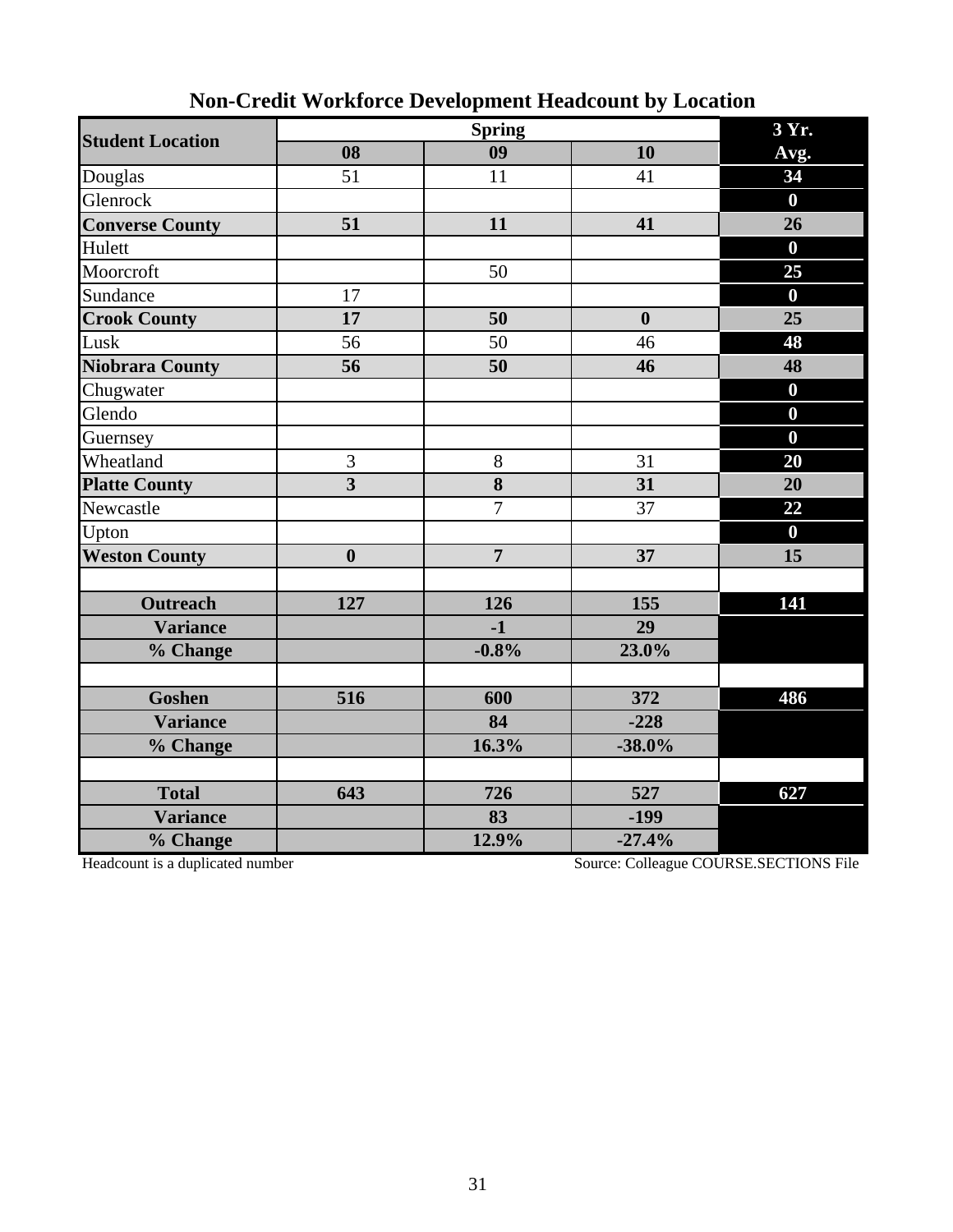## Non-Credit Workforce Development Headcount by Location

| Student Location | Spring | | | 3 Yr. Avg. |
|---|---|---|---|---|
| | 08 | 09 | 10 | |
| Douglas | 51 | 11 | 41 | 34 |
| Glenrock | | | | 0 |
| **Converse County** | **51** | **11** | **41** | **26** |
| Hulett | | | | 0 |
| Moorcroft | | 50 | | 25 |
| Sundance | 17 | | | 0 |
| **Crook County** | **17** | **50** | **0** | **25** |
| Lusk | 56 | 50 | 46 | 48 |
| **Niobrara County** | **56** | **50** | **46** | **48** |
| Chugwater | | | | 0 |
| Glendo | | | | 0 |
| Guernsey | | | | 0 |
| Wheatland | 3 | 8 | 31 | 20 |
| **Platte County** | **3** | **8** | **31** | **20** |
| Newcastle | | 7 | 37 | 22 |
| Upton | | | | 0 |
| **Weston County** | **0** | **7** | **37** | **15** |
| | | | | |
| **Outreach** | **127** | **126** | **155** | **141** |
| **Variance** | | **-1** | **29** | |
| **% Change** | | **-0.8%** | **23.0%** | |
| | | | | |
| **Goshen** | **516** | **600** | **372** | **486** |
| **Variance** | | **84** | **-228** | |
| **% Change** | | **16.3%** | **-38.0%** | |
| | | | | |
| **Total** | **643** | **726** | **527** | **627** |
| **Variance** | | **83** | **-199** | |
| **% Change** | | **12.9%** | **-27.4%** | |

Headcount is a duplicated number

Source: Colleague COURSE.SECTIONS File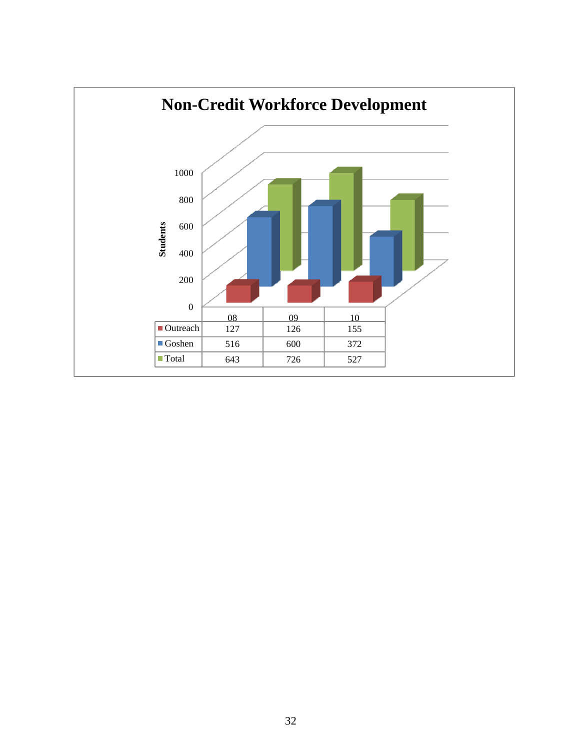Non-Credit Workforce Development

Students

1000
800
600
400
200
0

08
09
10

Outreach 127 126 155

Goshen 516 600 372

Total 643 726 527